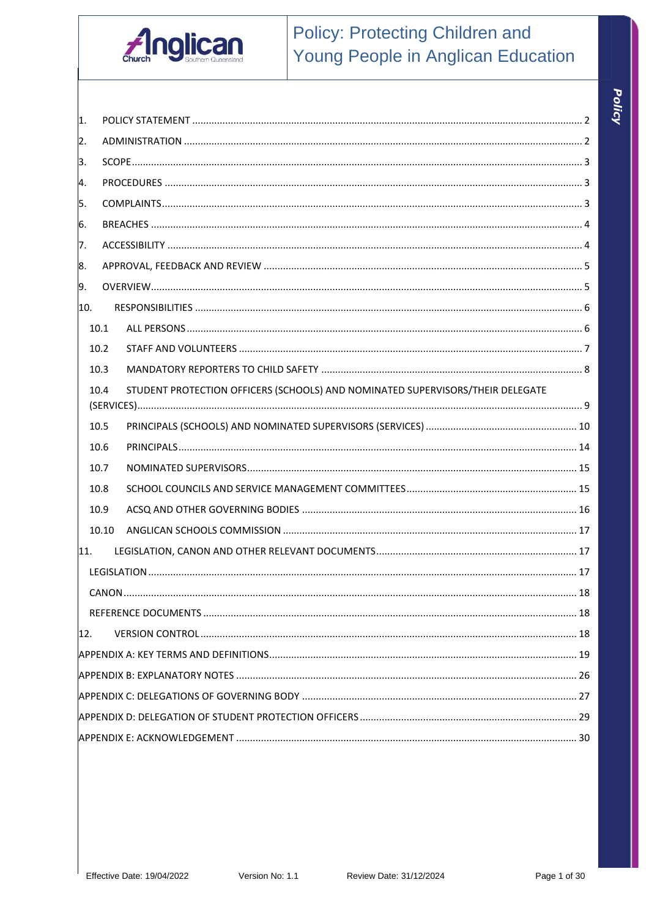# Policy: Protecting Children and Young People in Anglican Education

1. POLICY STATEMENT ........ 2
2. ADMINISTRATION ........ 2
3. SCOPE ........ 3
4. PROCEDURES ........ 3
5. COMPLAINTS ........ 3
6. BREACHES ........ 4
7. ACCESSIBILITY ........ 4
8. APPROVAL, FEEDBACK AND REVIEW ........ 5
9. OVERVIEW ........ 5
10. RESPONSIBILITIES ........ 6
    - 10.1 ALL PERSONS ........ 6
    - 10.2 STAFF AND VOLUNTEERS ........ 7
    - 10.3 MANDATORY REPORTERS TO CHILD SAFETY ........ 8
    - 10.4 STUDENT PROTECTION OFFICERS (SCHOOLS) AND NOMINATED SUPERVISORS/THEIR DELEGATE (SERVICES) ........ 9
    - 10.5 PRINCIPALS (SCHOOLS) AND NOMINATED SUPERVISORS (SERVICES) ........ 10
    - 10.6 PRINCIPALS ........ 14
    - 10.7 NOMINATED SUPERVISORS ........ 15
    - 10.8 SCHOOL COUNCILS AND SERVICE MANAGEMENT COMMITTEES ........ 15
    - 10.9 ACSQ AND OTHER GOVERNING BODIES ........ 16
    - 10.10 ANGLICAN SCHOOLS COMMISSION ........ 17
11. LEGISLATION, CANON AND OTHER RELEVANT DOCUMENTS ........ 17
    - LEGISLATION ........ 17
    - CANON ........ 18
    - REFERENCE DOCUMENTS ........ 18
12. VERSION CONTROL ........ 18

APPENDIX A: KEY TERMS AND DEFINITIONS ........ 19

APPENDIX B: EXPLANATORY NOTES ........ 26

APPENDIX C: DELEGATIONS OF GOVERNING BODY ........ 27

APPENDIX D: DELEGATION OF STUDENT PROTECTION OFFICERS ........ 29

APPENDIX E: ACKNOWLEDGEMENT ........ 30

Effective Date: 19/04/2022 | Version No: 1.1 | Review Date: 31/12/2024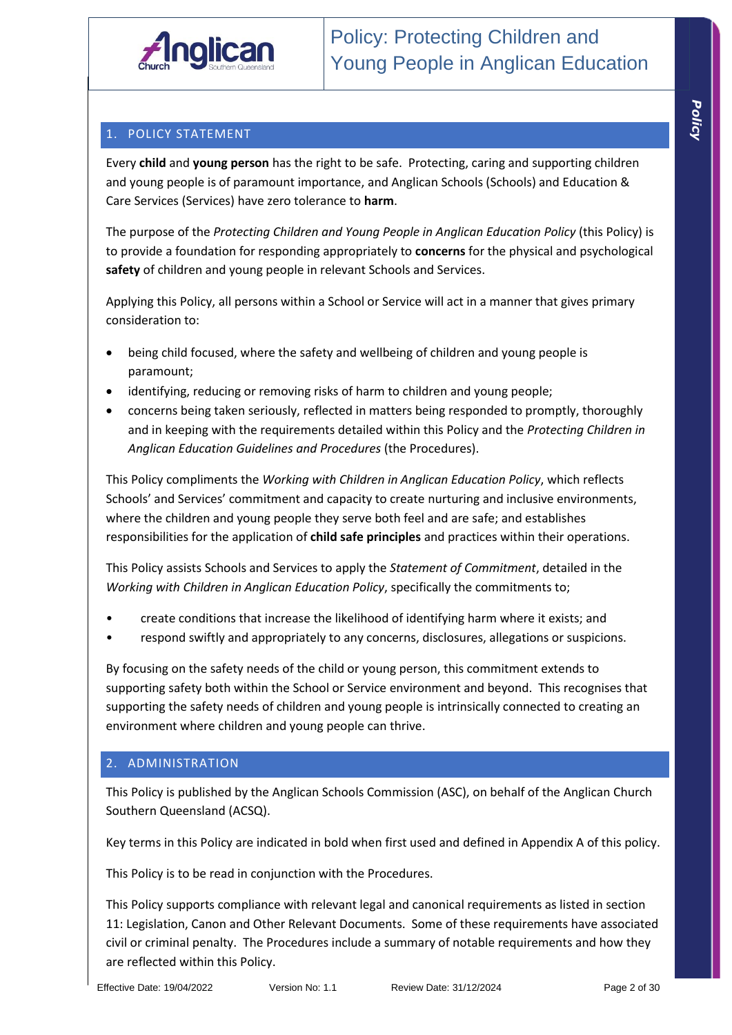## 1. POLICY STATEMENT

Every **child** and **young person** has the right to be safe. Protecting, caring and supporting children and young people is of paramount importance, and Anglican Schools (Schools) and Education & Care Services (Services) have zero tolerance to **harm**.

The purpose of the *Protecting Children and Young People in Anglican Education Policy* (this Policy) is to provide a foundation for responding appropriately to **concerns** for the physical and psychological **safety** of children and young people in relevant Schools and Services.

Applying this Policy, all persons within a School or Service will act in a manner that gives primary consideration to:

- being child focused, where the safety and wellbeing of children and young people is paramount;
- identifying, reducing or removing risks of harm to children and young people;
- concerns being taken seriously, reflected in matters being responded to promptly, thoroughly and in keeping with the requirements detailed within this Policy and the *Protecting Children in Anglican Education Guidelines and Procedures* (the Procedures).

This Policy compliments the *Working with Children in Anglican Education Policy*, which reflects Schools' and Services' commitment and capacity to create nurturing and inclusive environments, where the children and young people they serve both feel and are safe; and establishes responsibilities for the application of **child safe principles** and practices within their operations.

This Policy assists Schools and Services to apply the *Statement of Commitment*, detailed in the *Working with Children in Anglican Education Policy*, specifically the commitments to;

- create conditions that increase the likelihood of identifying harm where it exists; and
- respond swiftly and appropriately to any concerns, disclosures, allegations or suspicions.

By focusing on the safety needs of the child or young person, this commitment extends to supporting safety both within the School or Service environment and beyond. This recognises that supporting the safety needs of children and young people is intrinsically connected to creating an environment where children and young people can thrive.

## 2. ADMINISTRATION

This Policy is published by the Anglican Schools Commission (ASC), on behalf of the Anglican Church Southern Queensland (ACSQ).

Key terms in this Policy are indicated in bold when first used and defined in Appendix A of this policy.

This Policy is to be read in conjunction with the Procedures.

This Policy supports compliance with relevant legal and canonical requirements as listed in section 11: Legislation, Canon and Other Relevant Documents. Some of these requirements have associated civil or criminal penalty. The Procedures include a summary of notable requirements and how they are reflected within this Policy.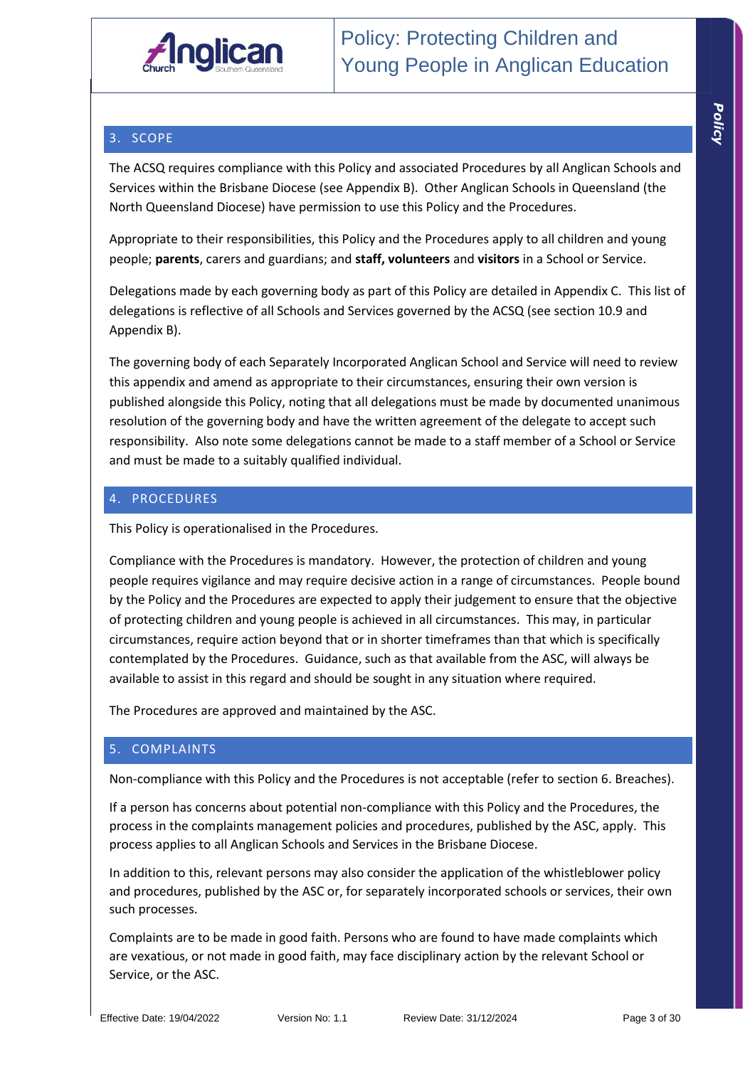## 3. SCOPE

The ACSQ requires compliance with this Policy and associated Procedures by all Anglican Schools and Services within the Brisbane Diocese (see Appendix B). Other Anglican Schools in Queensland (the North Queensland Diocese) have permission to use this Policy and the Procedures.

Appropriate to their responsibilities, this Policy and the Procedures apply to all children and young people; **parents**, carers and guardians; and **staff, volunteers** and **visitors** in a School or Service.

Delegations made by each governing body as part of this Policy are detailed in Appendix C. This list of delegations is reflective of all Schools and Services governed by the ACSQ (see section 10.9 and Appendix B).

The governing body of each Separately Incorporated Anglican School and Service will need to review this appendix and amend as appropriate to their circumstances, ensuring their own version is published alongside this Policy, noting that all delegations must be made by documented unanimous resolution of the governing body and have the written agreement of the delegate to accept such responsibility. Also note some delegations cannot be made to a staff member of a School or Service and must be made to a suitably qualified individual.

## 4. PROCEDURES

This Policy is operationalised in the Procedures.

Compliance with the Procedures is mandatory. However, the protection of children and young people requires vigilance and may require decisive action in a range of circumstances. People bound by the Policy and the Procedures are expected to apply their judgement to ensure that the objective of protecting children and young people is achieved in all circumstances. This may, in particular circumstances, require action beyond that or in shorter timeframes than that which is specifically contemplated by the Procedures. Guidance, such as that available from the ASC, will always be available to assist in this regard and should be sought in any situation where required.

The Procedures are approved and maintained by the ASC.

## 5. COMPLAINTS

Non-compliance with this Policy and the Procedures is not acceptable (refer to section 6. Breaches).

If a person has concerns about potential non-compliance with this Policy and the Procedures, the process in the complaints management policies and procedures, published by the ASC, apply. This process applies to all Anglican Schools and Services in the Brisbane Diocese.

In addition to this, relevant persons may also consider the application of the whistleblower policy and procedures, published by the ASC or, for separately incorporated schools or services, their own such processes.

Complaints are to be made in good faith. Persons who are found to have made complaints which are vexatious, or not made in good faith, may face disciplinary action by the relevant School or Service, or the ASC.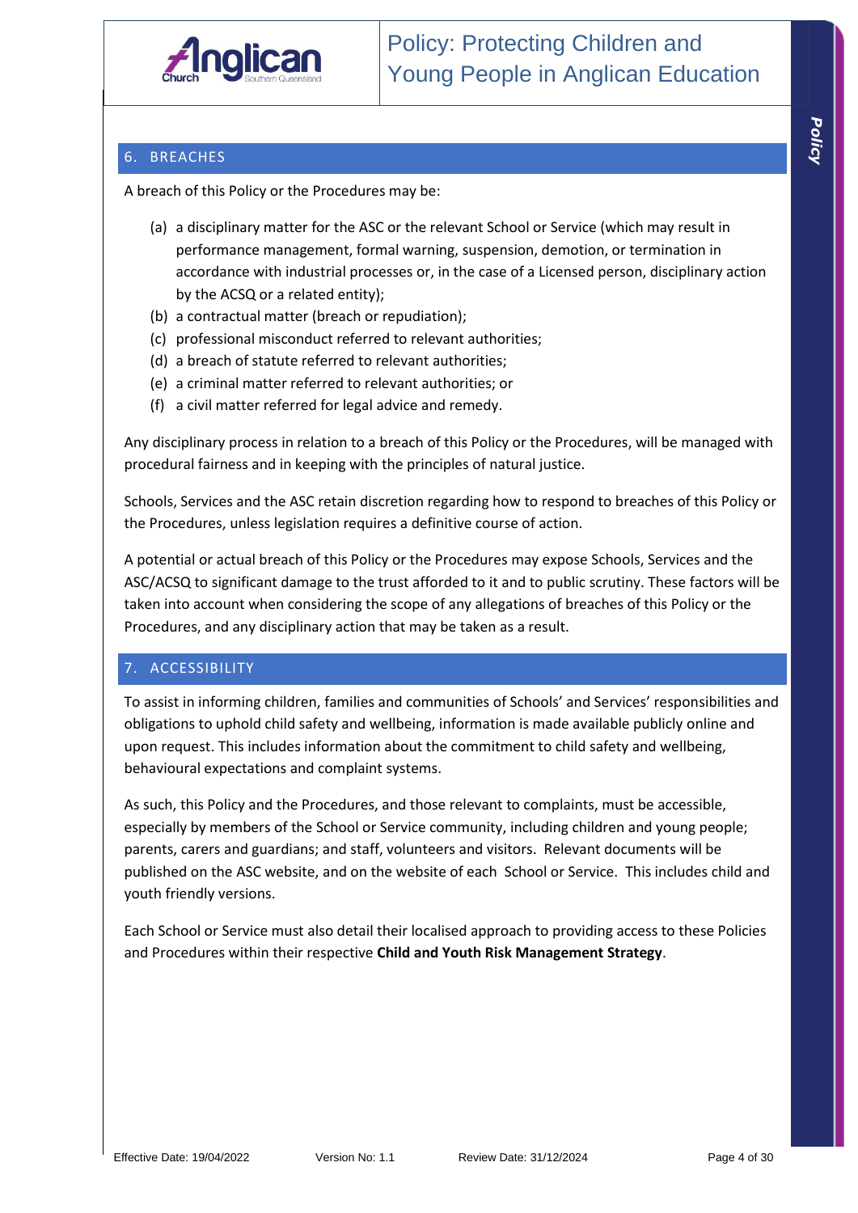## 6. BREACHES

A breach of this Policy or the Procedures may be:

(a) a disciplinary matter for the ASC or the relevant School or Service (which may result in performance management, formal warning, suspension, demotion, or termination in accordance with industrial processes or, in the case of a Licensed person, disciplinary action by the ACSQ or a related entity);
(b) a contractual matter (breach or repudiation);
(c) professional misconduct referred to relevant authorities;
(d) a breach of statute referred to relevant authorities;
(e) a criminal matter referred to relevant authorities; or
(f) a civil matter referred for legal advice and remedy.

Any disciplinary process in relation to a breach of this Policy or the Procedures, will be managed with procedural fairness and in keeping with the principles of natural justice.

Schools, Services and the ASC retain discretion regarding how to respond to breaches of this Policy or the Procedures, unless legislation requires a definitive course of action.

A potential or actual breach of this Policy or the Procedures may expose Schools, Services and the ASC/ACSQ to significant damage to the trust afforded to it and to public scrutiny. These factors will be taken into account when considering the scope of any allegations of breaches of this Policy or the Procedures, and any disciplinary action that may be taken as a result.

## 7. ACCESSIBILITY

To assist in informing children, families and communities of Schools' and Services' responsibilities and obligations to uphold child safety and wellbeing, information is made available publicly online and upon request. This includes information about the commitment to child safety and wellbeing, behavioural expectations and complaint systems.

As such, this Policy and the Procedures, and those relevant to complaints, must be accessible, especially by members of the School or Service community, including children and young people; parents, carers and guardians; and staff, volunteers and visitors. Relevant documents will be published on the ASC website, and on the website of each School or Service. This includes child and youth friendly versions.

Each School or Service must also detail their localised approach to providing access to these Policies and Procedures within their respective **Child and Youth Risk Management Strategy**.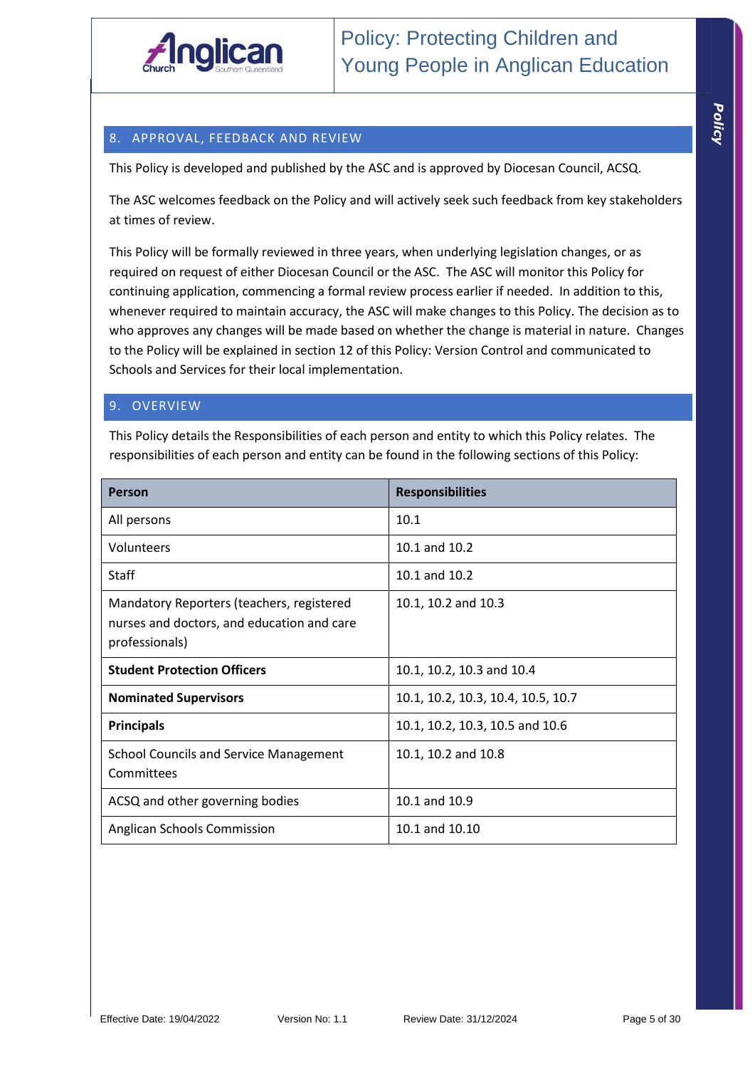## 8. APPROVAL, FEEDBACK AND REVIEW

This Policy is developed and published by the ASC and is approved by Diocesan Council, ACSQ.

The ASC welcomes feedback on the Policy and will actively seek such feedback from key stakeholders at times of review.

This Policy will be formally reviewed in three years, when underlying legislation changes, or as required on request of either Diocesan Council or the ASC. The ASC will monitor this Policy for continuing application, commencing a formal review process earlier if needed. In addition to this, whenever required to maintain accuracy, the ASC will make changes to this Policy. The decision as to who approves any changes will be made based on whether the change is material in nature. Changes to the Policy will be explained in section 12 of this Policy: Version Control and communicated to Schools and Services for their local implementation.

## 9. OVERVIEW

This Policy details the Responsibilities of each person and entity to which this Policy relates. The responsibilities of each person and entity can be found in the following sections of this Policy:

| Person | Responsibilities |
|---|---|
| All persons | 10.1 |
| Volunteers | 10.1 and 10.2 |
| Staff | 10.1 and 10.2 |
| Mandatory Reporters (teachers, registered nurses and doctors, and education and care professionals) | 10.1, 10.2 and 10.3 |
| **Student Protection Officers** | 10.1, 10.2, 10.3 and 10.4 |
| **Nominated Supervisors** | 10.1, 10.2, 10.3, 10.4, 10.5, 10.7 |
| **Principals** | 10.1, 10.2, 10.3, 10.5 and 10.6 |
| School Councils and Service Management Committees | 10.1, 10.2 and 10.8 |
| ACSQ and other governing bodies | 10.1 and 10.9 |
| Anglican Schools Commission | 10.1 and 10.10 |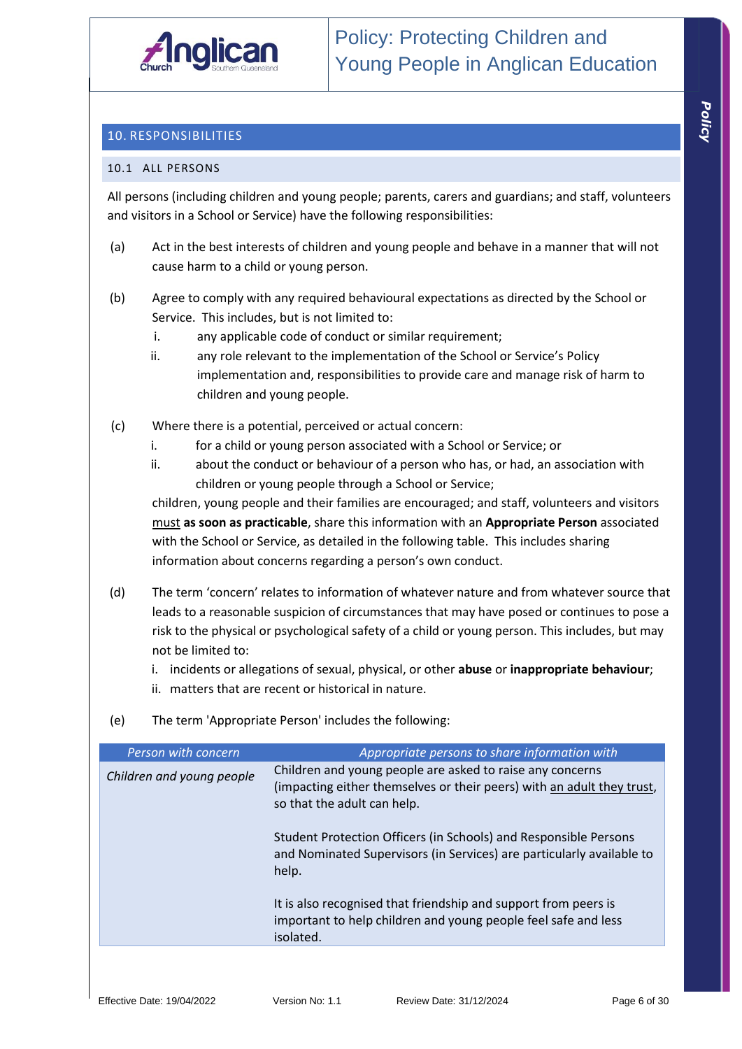## 10. RESPONSIBILITIES

### 10.1 ALL PERSONS

All persons (including children and young people; parents, carers and guardians; and staff, volunteers and visitors in a School or Service) have the following responsibilities:

(a) Act in the best interests of children and young people and behave in a manner that will not cause harm to a child or young person.

(b) Agree to comply with any required behavioural expectations as directed by the School or Service. This includes, but is not limited to:
  i. any applicable code of conduct or similar requirement;
  ii. any role relevant to the implementation of the School or Service's Policy implementation and, responsibilities to provide care and manage risk of harm to children and young people.

(c) Where there is a potential, perceived or actual concern:
  i. for a child or young person associated with a School or Service; or
  ii. about the conduct or behaviour of a person who has, or had, an association with children or young people through a School or Service;

  children, young people and their families are encouraged; and staff, volunteers and visitors must **as soon as practicable**, share this information with an **Appropriate Person** associated with the School or Service, as detailed in the following table. This includes sharing information about concerns regarding a person's own conduct.

(d) The term 'concern' relates to information of whatever nature and from whatever source that leads to a reasonable suspicion of circumstances that may have posed or continues to pose a risk to the physical or psychological safety of a child or young person. This includes, but may not be limited to:
  i. incidents or allegations of sexual, physical, or other **abuse** or **inappropriate behaviour**;
  ii. matters that are recent or historical in nature.

(e) The term 'Appropriate Person' includes the following:

| *Person with concern* | *Appropriate persons to share information with* |
|---|---|
| *Children and young people* | Children and young people are asked to raise any concerns (impacting either themselves or their peers) with an adult they trust, so that the adult can help.<br><br>Student Protection Officers (in Schools) and Responsible Persons and Nominated Supervisors (in Services) are particularly available to help.<br><br>It is also recognised that friendship and support from peers is important to help children and young people feel safe and less isolated. |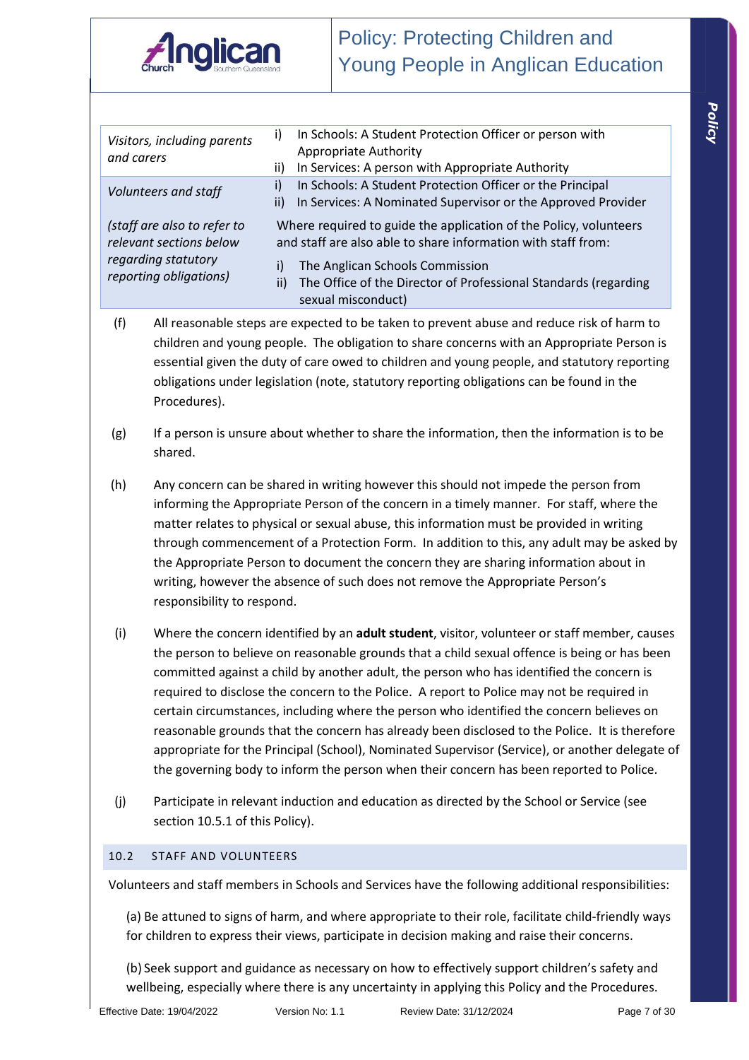| | |
|---|---|
| *Visitors, including parents and carers* | i) In Schools: A Student Protection Officer or person with Appropriate Authority<br>ii) In Services: A person with Appropriate Authority |
| *Volunteers and staff*<br><br>*(staff are also to refer to relevant sections below regarding statutory reporting obligations)* | i) In Schools: A Student Protection Officer or the Principal<br>ii) In Services: A Nominated Supervisor or the Approved Provider<br><br>Where required to guide the application of the Policy, volunteers and staff are also able to share information with staff from:<br>i) The Anglican Schools Commission<br>ii) The Office of the Director of Professional Standards (regarding sexual misconduct) |

(f) All reasonable steps are expected to be taken to prevent abuse and reduce risk of harm to children and young people. The obligation to share concerns with an Appropriate Person is essential given the duty of care owed to children and young people, and statutory reporting obligations under legislation (note, statutory reporting obligations can be found in the Procedures).

(g) If a person is unsure about whether to share the information, then the information is to be shared.

(h) Any concern can be shared in writing however this should not impede the person from informing the Appropriate Person of the concern in a timely manner. For staff, where the matter relates to physical or sexual abuse, this information must be provided in writing through commencement of a Protection Form. In addition to this, any adult may be asked by the Appropriate Person to document the concern they are sharing information about in writing, however the absence of such does not remove the Appropriate Person's responsibility to respond.

(i) Where the concern identified by an **adult student**, visitor, volunteer or staff member, causes the person to believe on reasonable grounds that a child sexual offence is being or has been committed against a child by another adult, the person who has identified the concern is required to disclose the concern to the Police. A report to Police may not be required in certain circumstances, including where the person who identified the concern believes on reasonable grounds that the concern has already been disclosed to the Police. It is therefore appropriate for the Principal (School), Nominated Supervisor (Service), or another delegate of the governing body to inform the person when their concern has been reported to Police.

(j) Participate in relevant induction and education as directed by the School or Service (see section 10.5.1 of this Policy).

## 10.2 STAFF AND VOLUNTEERS

Volunteers and staff members in Schools and Services have the following additional responsibilities:

(a) Be attuned to signs of harm, and where appropriate to their role, facilitate child-friendly ways for children to express their views, participate in decision making and raise their concerns.

(b) Seek support and guidance as necessary on how to effectively support children's safety and wellbeing, especially where there is any uncertainty in applying this Policy and the Procedures.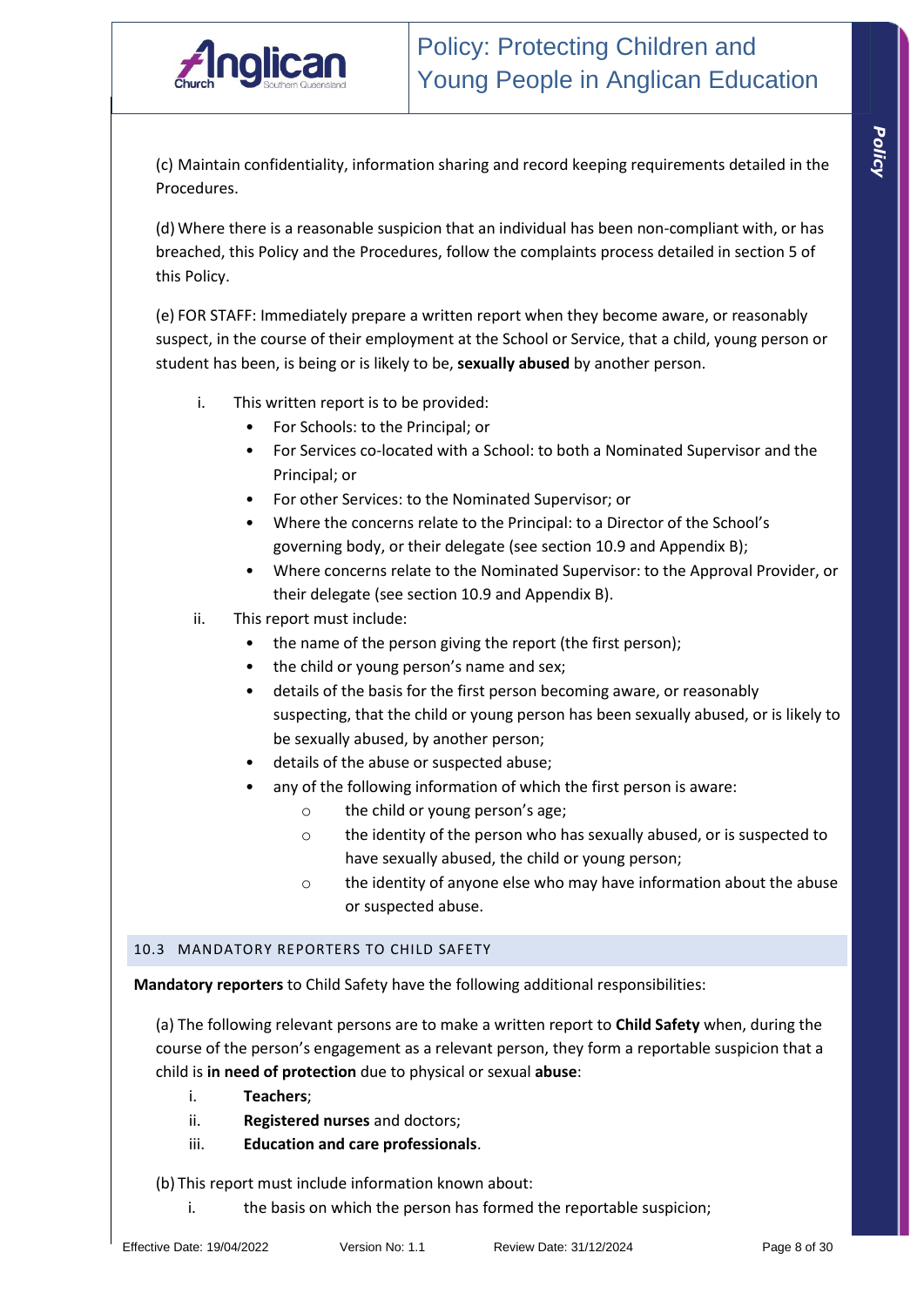(c) Maintain confidentiality, information sharing and record keeping requirements detailed in the Procedures.

(d) Where there is a reasonable suspicion that an individual has been non-compliant with, or has breached, this Policy and the Procedures, follow the complaints process detailed in section 5 of this Policy.

(e) FOR STAFF: Immediately prepare a written report when they become aware, or reasonably suspect, in the course of their employment at the School or Service, that a child, young person or student has been, is being or is likely to be, **sexually abused** by another person.

i. This written report is to be provided:
   - For Schools: to the Principal; or
   - For Services co-located with a School: to both a Nominated Supervisor and the Principal; or
   - For other Services: to the Nominated Supervisor; or
   - Where the concerns relate to the Principal: to a Director of the School's governing body, or their delegate (see section 10.9 and Appendix B);
   - Where concerns relate to the Nominated Supervisor: to the Approval Provider, or their delegate (see section 10.9 and Appendix B).

ii. This report must include:
   - the name of the person giving the report (the first person);
   - the child or young person's name and sex;
   - details of the basis for the first person becoming aware, or reasonably suspecting, that the child or young person has been sexually abused, or is likely to be sexually abused, by another person;
   - details of the abuse or suspected abuse;
   - any of the following information of which the first person is aware:
     - the child or young person's age;
     - the identity of the person who has sexually abused, or is suspected to have sexually abused, the child or young person;
     - the identity of anyone else who may have information about the abuse or suspected abuse.

## 10.3 MANDATORY REPORTERS TO CHILD SAFETY

**Mandatory reporters** to Child Safety have the following additional responsibilities:

(a) The following relevant persons are to make a written report to **Child Safety** when, during the course of the person's engagement as a relevant person, they form a reportable suspicion that a child is **in need of protection** due to physical or sexual **abuse**:

i. **Teachers**;
ii. **Registered nurses** and doctors;
iii. **Education and care professionals**.

(b) This report must include information known about:

i. the basis on which the person has formed the reportable suspicion;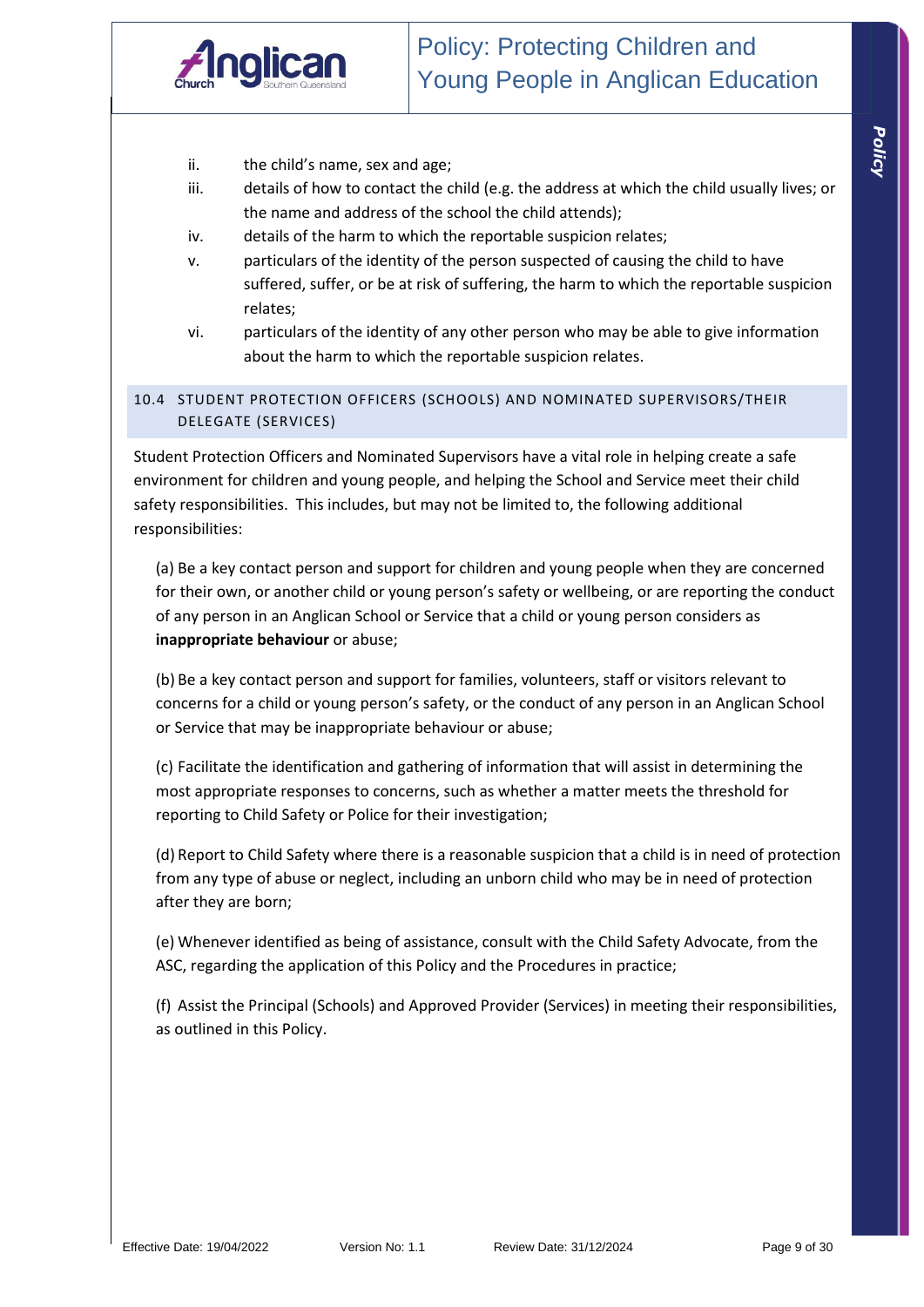ii. the child's name, sex and age;

iii. details of how to contact the child (e.g. the address at which the child usually lives; or the name and address of the school the child attends);

iv. details of the harm to which the reportable suspicion relates;

v. particulars of the identity of the person suspected of causing the child to have suffered, suffer, or be at risk of suffering, the harm to which the reportable suspicion relates;

vi. particulars of the identity of any other person who may be able to give information about the harm to which the reportable suspicion relates.

### 10.4 STUDENT PROTECTION OFFICERS (SCHOOLS) AND NOMINATED SUPERVISORS/THEIR DELEGATE (SERVICES)

Student Protection Officers and Nominated Supervisors have a vital role in helping create a safe environment for children and young people, and helping the School and Service meet their child safety responsibilities. This includes, but may not be limited to, the following additional responsibilities:

(a) Be a key contact person and support for children and young people when they are concerned for their own, or another child or young person's safety or wellbeing, or are reporting the conduct of any person in an Anglican School or Service that a child or young person considers as **inappropriate behaviour** or abuse;

(b) Be a key contact person and support for families, volunteers, staff or visitors relevant to concerns for a child or young person's safety, or the conduct of any person in an Anglican School or Service that may be inappropriate behaviour or abuse;

(c) Facilitate the identification and gathering of information that will assist in determining the most appropriate responses to concerns, such as whether a matter meets the threshold for reporting to Child Safety or Police for their investigation;

(d) Report to Child Safety where there is a reasonable suspicion that a child is in need of protection from any type of abuse or neglect, including an unborn child who may be in need of protection after they are born;

(e) Whenever identified as being of assistance, consult with the Child Safety Advocate, from the ASC, regarding the application of this Policy and the Procedures in practice;

(f) Assist the Principal (Schools) and Approved Provider (Services) in meeting their responsibilities, as outlined in this Policy.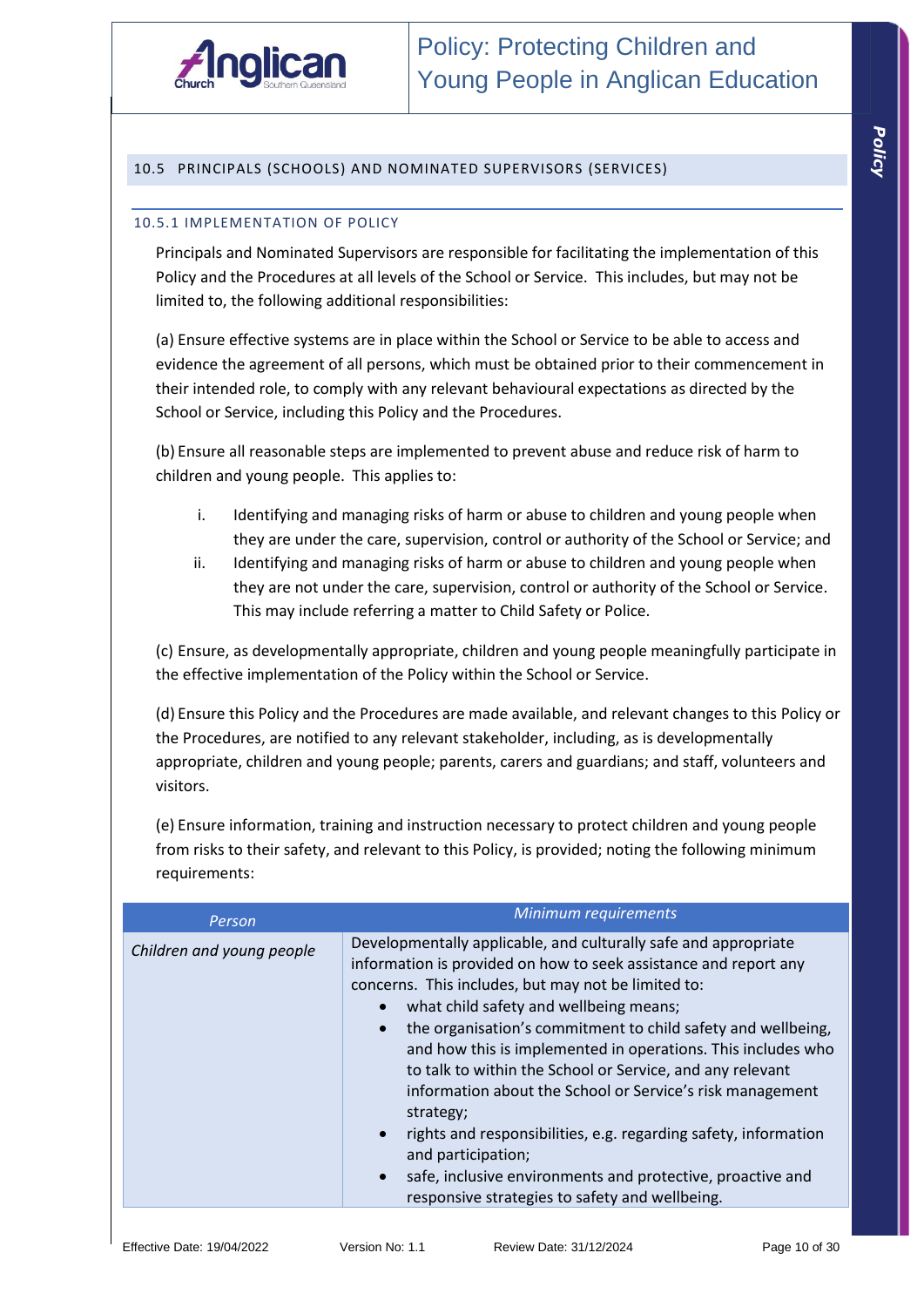## 10.5 PRINCIPALS (SCHOOLS) AND NOMINATED SUPERVISORS (SERVICES)

### 10.5.1 IMPLEMENTATION OF POLICY

Principals and Nominated Supervisors are responsible for facilitating the implementation of this Policy and the Procedures at all levels of the School or Service. This includes, but may not be limited to, the following additional responsibilities:

(a) Ensure effective systems are in place within the School or Service to be able to access and evidence the agreement of all persons, which must be obtained prior to their commencement in their intended role, to comply with any relevant behavioural expectations as directed by the School or Service, including this Policy and the Procedures.

(b) Ensure all reasonable steps are implemented to prevent abuse and reduce risk of harm to children and young people. This applies to:

i. Identifying and managing risks of harm or abuse to children and young people when they are under the care, supervision, control or authority of the School or Service; and

ii. Identifying and managing risks of harm or abuse to children and young people when they are not under the care, supervision, control or authority of the School or Service. This may include referring a matter to Child Safety or Police.

(c) Ensure, as developmentally appropriate, children and young people meaningfully participate in the effective implementation of the Policy within the School or Service.

(d) Ensure this Policy and the Procedures are made available, and relevant changes to this Policy or the Procedures, are notified to any relevant stakeholder, including, as is developmentally appropriate, children and young people; parents, carers and guardians; and staff, volunteers and visitors.

(e) Ensure information, training and instruction necessary to protect children and young people from risks to their safety, and relevant to this Policy, is provided; noting the following minimum requirements:

| *Person* | *Minimum requirements* |
|---|---|
| *Children and young people* | Developmentally applicable, and culturally safe and appropriate information is provided on how to seek assistance and report any concerns. This includes, but may not be limited to:<br>• what child safety and wellbeing means;<br>• the organisation's commitment to child safety and wellbeing, and how this is implemented in operations. This includes who to talk to within the School or Service, and any relevant information about the School or Service's risk management strategy;<br>• rights and responsibilities, e.g. regarding safety, information and participation;<br>• safe, inclusive environments and protective, proactive and responsive strategies to safety and wellbeing. |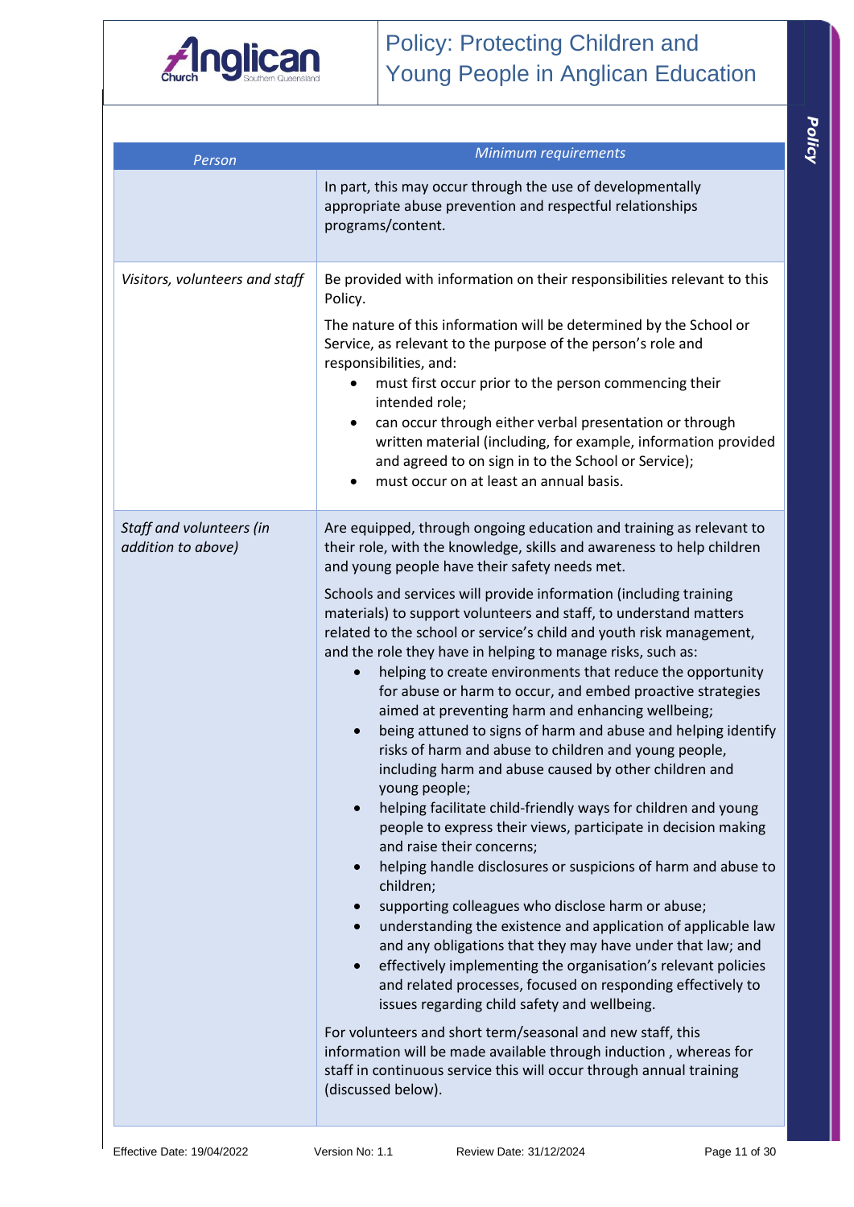| *Person* | *Minimum requirements* |
| --- | --- |
| | In part, this may occur through the use of developmentally appropriate abuse prevention and respectful relationships programs/content. |
| *Visitors, volunteers and staff* | Be provided with information on their responsibilities relevant to this Policy.<br><br>The nature of this information will be determined by the School or Service, as relevant to the purpose of the person's role and responsibilities, and:<br>• must first occur prior to the person commencing their intended role;<br>• can occur through either verbal presentation or through written material (including, for example, information provided and agreed to on sign in to the School or Service);<br>• must occur on at least an annual basis. |
| *Staff and volunteers (in addition to above)* | Are equipped, through ongoing education and training as relevant to their role, with the knowledge, skills and awareness to help children and young people have their safety needs met.<br><br>Schools and services will provide information (including training materials) to support volunteers and staff, to understand matters related to the school or service's child and youth risk management, and the role they have in helping to manage risks, such as:<br>• helping to create environments that reduce the opportunity for abuse or harm to occur, and embed proactive strategies aimed at preventing harm and enhancing wellbeing;<br>• being attuned to signs of harm and abuse and helping identify risks of harm and abuse to children and young people, including harm and abuse caused by other children and young people;<br>• helping facilitate child-friendly ways for children and young people to express their views, participate in decision making and raise their concerns;<br>• helping handle disclosures or suspicions of harm and abuse to children;<br>• supporting colleagues who disclose harm or abuse;<br>• understanding the existence and application of applicable law and any obligations that they may have under that law; and<br>• effectively implementing the organisation's relevant policies and related processes, focused on responding effectively to issues regarding child safety and wellbeing.<br><br>For volunteers and short term/seasonal and new staff, this information will be made available through induction , whereas for staff in continuous service this will occur through annual training (discussed below). |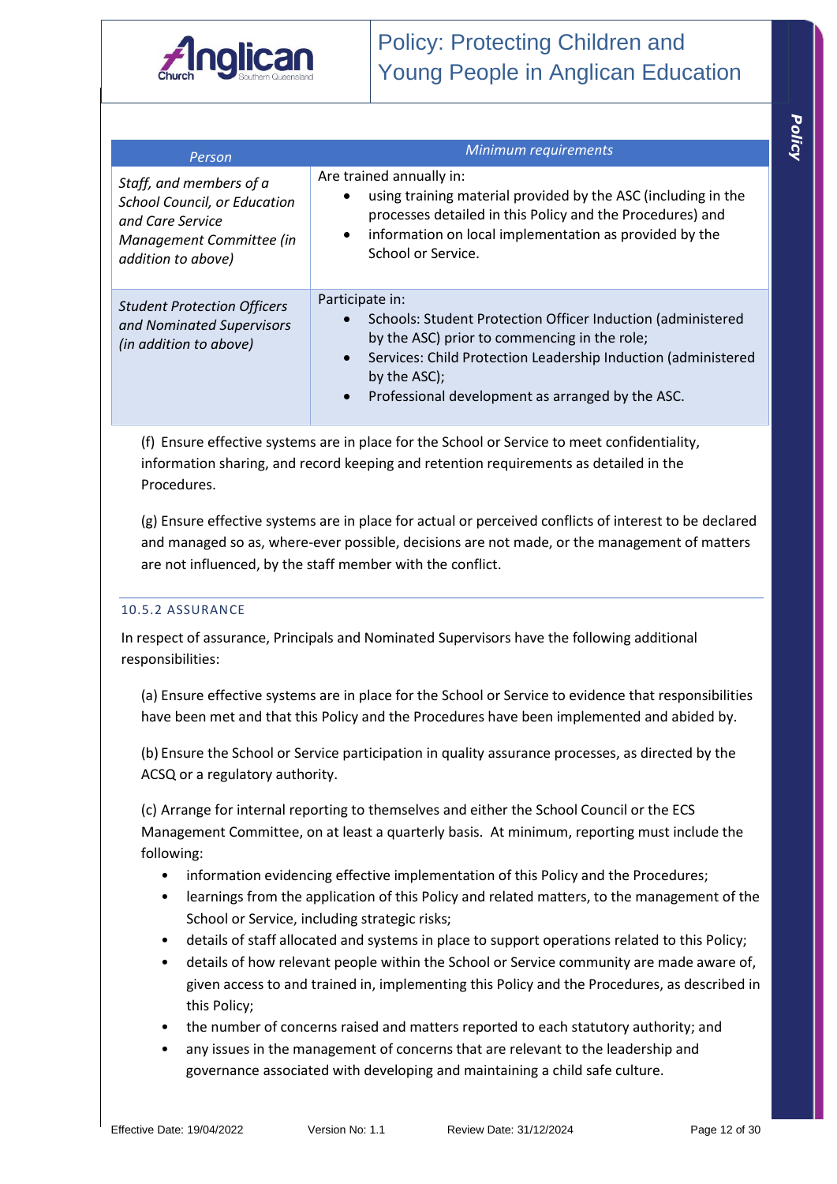| *Person* | *Minimum requirements* |
|---|---|
| *Staff, and members of a School Council, or Education and Care Service Management Committee (in addition to above)* | Are trained annually in:<br>• using training material provided by the ASC (including in the processes detailed in this Policy and the Procedures) and<br>• information on local implementation as provided by the School or Service. |
| *Student Protection Officers and Nominated Supervisors (in addition to above)* | Participate in:<br>• Schools: Student Protection Officer Induction (administered by the ASC) prior to commencing in the role;<br>• Services: Child Protection Leadership Induction (administered by the ASC);<br>• Professional development as arranged by the ASC. |

(f) Ensure effective systems are in place for the School or Service to meet confidentiality, information sharing, and record keeping and retention requirements as detailed in the Procedures.

(g) Ensure effective systems are in place for actual or perceived conflicts of interest to be declared and managed so as, where-ever possible, decisions are not made, or the management of matters are not influenced, by the staff member with the conflict.

#### 10.5.2 ASSURANCE

In respect of assurance, Principals and Nominated Supervisors have the following additional responsibilities:

(a) Ensure effective systems are in place for the School or Service to evidence that responsibilities have been met and that this Policy and the Procedures have been implemented and abided by.

(b) Ensure the School or Service participation in quality assurance processes, as directed by the ACSQ or a regulatory authority.

(c) Arrange for internal reporting to themselves and either the School Council or the ECS Management Committee, on at least a quarterly basis. At minimum, reporting must include the following:

- information evidencing effective implementation of this Policy and the Procedures;
- learnings from the application of this Policy and related matters, to the management of the School or Service, including strategic risks;
- details of staff allocated and systems in place to support operations related to this Policy;
- details of how relevant people within the School or Service community are made aware of, given access to and trained in, implementing this Policy and the Procedures, as described in this Policy;
- the number of concerns raised and matters reported to each statutory authority; and
- any issues in the management of concerns that are relevant to the leadership and governance associated with developing and maintaining a child safe culture.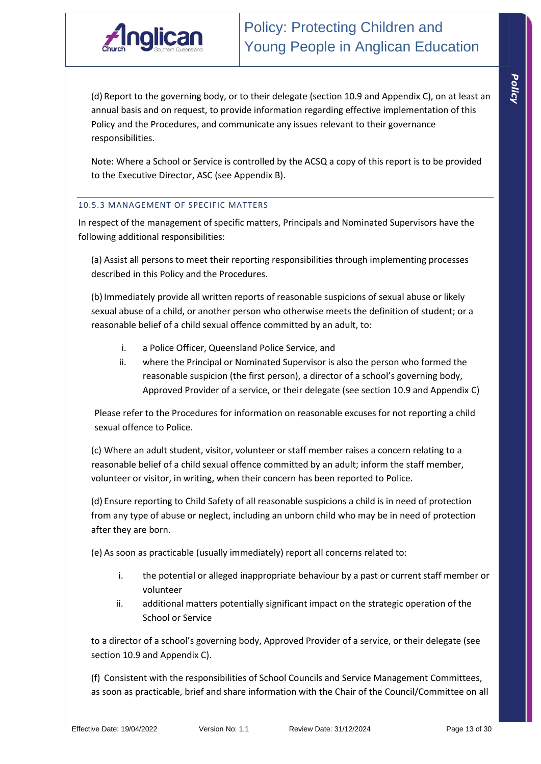(d) Report to the governing body, or to their delegate (section 10.9 and Appendix C), on at least an annual basis and on request, to provide information regarding effective implementation of this Policy and the Procedures, and communicate any issues relevant to their governance responsibilities.

Note: Where a School or Service is controlled by the ACSQ a copy of this report is to be provided to the Executive Director, ASC (see Appendix B).

### 10.5.3 MANAGEMENT OF SPECIFIC MATTERS

In respect of the management of specific matters, Principals and Nominated Supervisors have the following additional responsibilities:

(a) Assist all persons to meet their reporting responsibilities through implementing processes described in this Policy and the Procedures.

(b) Immediately provide all written reports of reasonable suspicions of sexual abuse or likely sexual abuse of a child, or another person who otherwise meets the definition of student; or a reasonable belief of a child sexual offence committed by an adult, to:

- i. a Police Officer, Queensland Police Service, and
- ii. where the Principal or Nominated Supervisor is also the person who formed the reasonable suspicion (the first person), a director of a school's governing body, Approved Provider of a service, or their delegate (see section 10.9 and Appendix C)

Please refer to the Procedures for information on reasonable excuses for not reporting a child sexual offence to Police.

(c) Where an adult student, visitor, volunteer or staff member raises a concern relating to a reasonable belief of a child sexual offence committed by an adult; inform the staff member, volunteer or visitor, in writing, when their concern has been reported to Police.

(d) Ensure reporting to Child Safety of all reasonable suspicions a child is in need of protection from any type of abuse or neglect, including an unborn child who may be in need of protection after they are born.

(e) As soon as practicable (usually immediately) report all concerns related to:

- i. the potential or alleged inappropriate behaviour by a past or current staff member or volunteer
- ii. additional matters potentially significant impact on the strategic operation of the School or Service

to a director of a school's governing body, Approved Provider of a service, or their delegate (see section 10.9 and Appendix C).

(f) Consistent with the responsibilities of School Councils and Service Management Committees, as soon as practicable, brief and share information with the Chair of the Council/Committee on all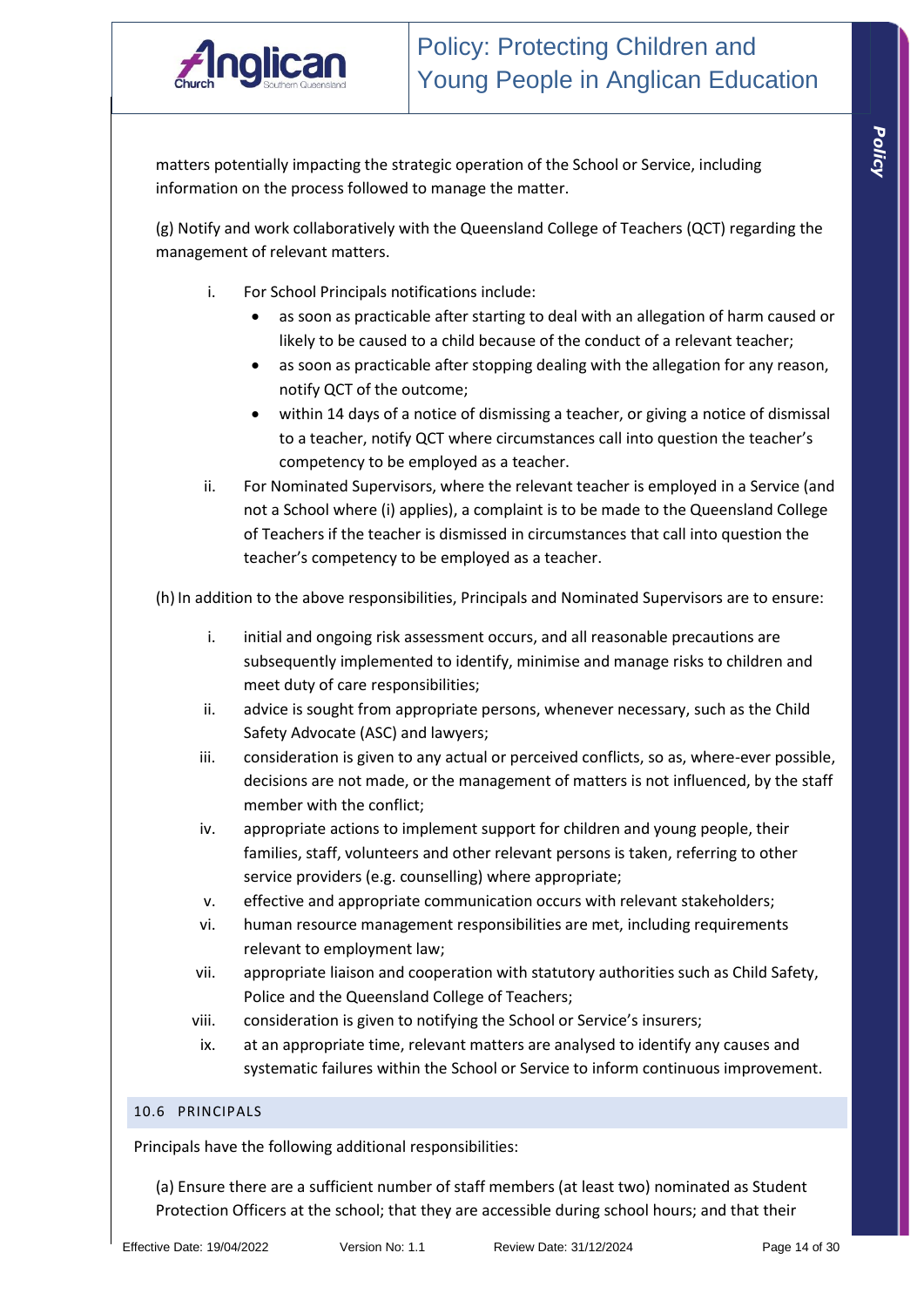matters potentially impacting the strategic operation of the School or Service, including information on the process followed to manage the matter.

(g) Notify and work collaboratively with the Queensland College of Teachers (QCT) regarding the management of relevant matters.

i. For School Principals notifications include:
   - as soon as practicable after starting to deal with an allegation of harm caused or likely to be caused to a child because of the conduct of a relevant teacher;
   - as soon as practicable after stopping dealing with the allegation for any reason, notify QCT of the outcome;
   - within 14 days of a notice of dismissing a teacher, or giving a notice of dismissal to a teacher, notify QCT where circumstances call into question the teacher's competency to be employed as a teacher.

ii. For Nominated Supervisors, where the relevant teacher is employed in a Service (and not a School where (i) applies), a complaint is to be made to the Queensland College of Teachers if the teacher is dismissed in circumstances that call into question the teacher's competency to be employed as a teacher.

(h) In addition to the above responsibilities, Principals and Nominated Supervisors are to ensure:

i. initial and ongoing risk assessment occurs, and all reasonable precautions are subsequently implemented to identify, minimise and manage risks to children and meet duty of care responsibilities;

ii. advice is sought from appropriate persons, whenever necessary, such as the Child Safety Advocate (ASC) and lawyers;

iii. consideration is given to any actual or perceived conflicts, so as, where-ever possible, decisions are not made, or the management of matters is not influenced, by the staff member with the conflict;

iv. appropriate actions to implement support for children and young people, their families, staff, volunteers and other relevant persons is taken, referring to other service providers (e.g. counselling) where appropriate;

v. effective and appropriate communication occurs with relevant stakeholders;

vi. human resource management responsibilities are met, including requirements relevant to employment law;

vii. appropriate liaison and cooperation with statutory authorities such as Child Safety, Police and the Queensland College of Teachers;

viii. consideration is given to notifying the School or Service's insurers;

ix. at an appropriate time, relevant matters are analysed to identify any causes and systematic failures within the School or Service to inform continuous improvement.

### 10.6 PRINCIPALS

Principals have the following additional responsibilities:

(a) Ensure there are a sufficient number of staff members (at least two) nominated as Student Protection Officers at the school; that they are accessible during school hours; and that their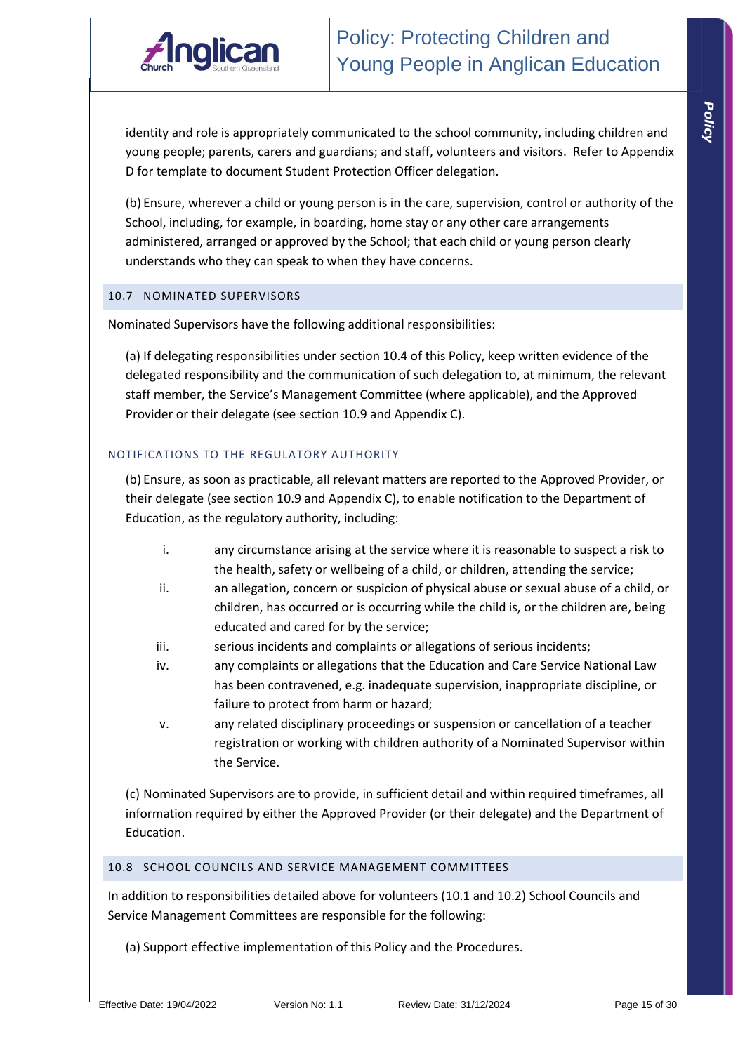identity and role is appropriately communicated to the school community, including children and young people; parents, carers and guardians; and staff, volunteers and visitors. Refer to Appendix D for template to document Student Protection Officer delegation.

(b) Ensure, wherever a child or young person is in the care, supervision, control or authority of the School, including, for example, in boarding, home stay or any other care arrangements administered, arranged or approved by the School; that each child or young person clearly understands who they can speak to when they have concerns.

### 10.7 NOMINATED SUPERVISORS

Nominated Supervisors have the following additional responsibilities:

(a) If delegating responsibilities under section 10.4 of this Policy, keep written evidence of the delegated responsibility and the communication of such delegation to, at minimum, the relevant staff member, the Service's Management Committee (where applicable), and the Approved Provider or their delegate (see section 10.9 and Appendix C).

#### NOTIFICATIONS TO THE REGULATORY AUTHORITY

(b) Ensure, as soon as practicable, all relevant matters are reported to the Approved Provider, or their delegate (see section 10.9 and Appendix C), to enable notification to the Department of Education, as the regulatory authority, including:

- i. any circumstance arising at the service where it is reasonable to suspect a risk to the health, safety or wellbeing of a child, or children, attending the service;
- ii. an allegation, concern or suspicion of physical abuse or sexual abuse of a child, or children, has occurred or is occurring while the child is, or the children are, being educated and cared for by the service;
- iii. serious incidents and complaints or allegations of serious incidents;
- iv. any complaints or allegations that the Education and Care Service National Law has been contravened, e.g. inadequate supervision, inappropriate discipline, or failure to protect from harm or hazard;
- v. any related disciplinary proceedings or suspension or cancellation of a teacher registration or working with children authority of a Nominated Supervisor within the Service.

(c) Nominated Supervisors are to provide, in sufficient detail and within required timeframes, all information required by either the Approved Provider (or their delegate) and the Department of Education.

### 10.8 SCHOOL COUNCILS AND SERVICE MANAGEMENT COMMITTEES

In addition to responsibilities detailed above for volunteers (10.1 and 10.2) School Councils and Service Management Committees are responsible for the following:

(a) Support effective implementation of this Policy and the Procedures.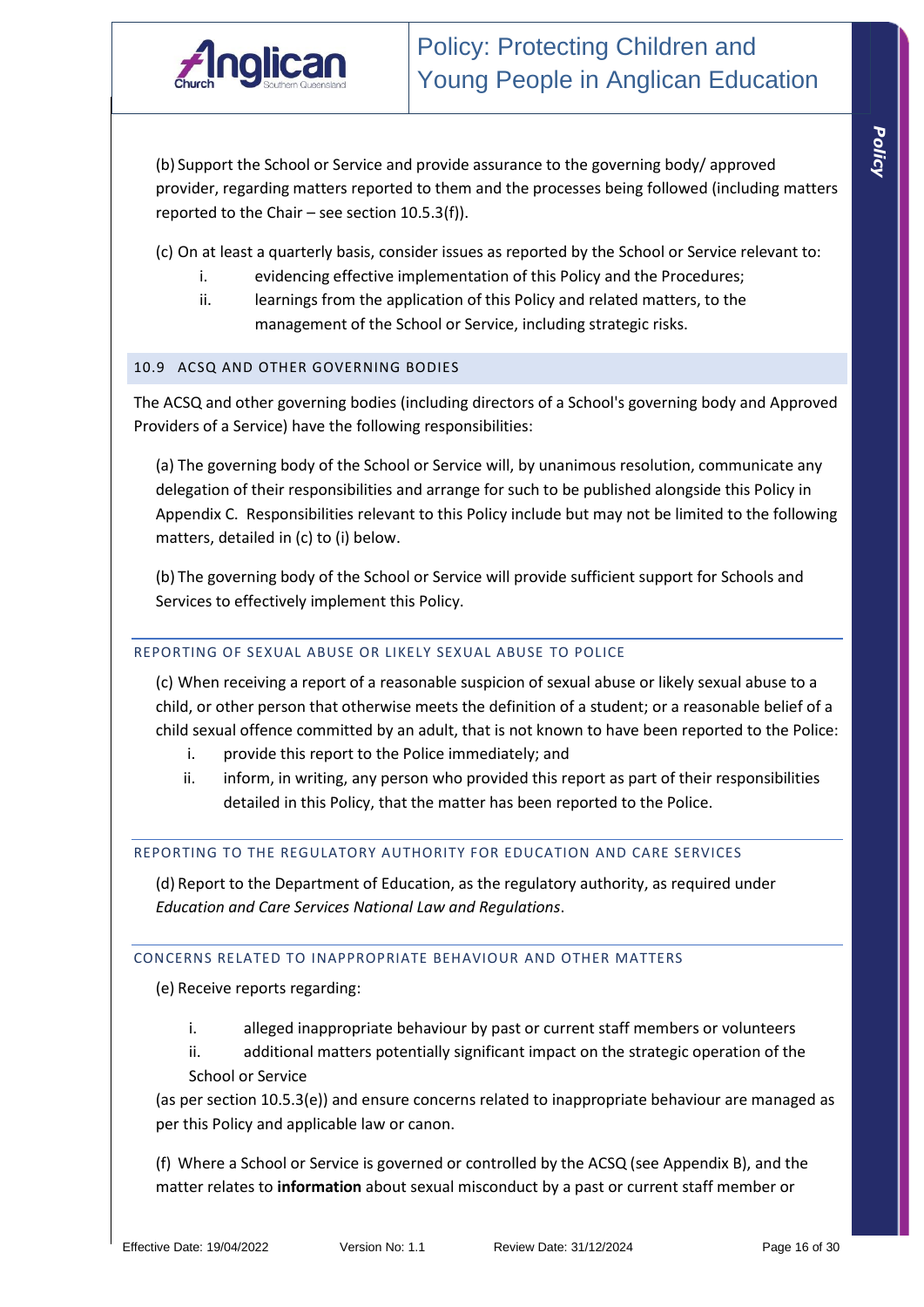(b) Support the School or Service and provide assurance to the governing body/ approved provider, regarding matters reported to them and the processes being followed (including matters reported to the Chair – see section 10.5.3(f)).

(c) On at least a quarterly basis, consider issues as reported by the School or Service relevant to:

i. evidencing effective implementation of this Policy and the Procedures;
ii. learnings from the application of this Policy and related matters, to the management of the School or Service, including strategic risks.

### 10.9 ACSQ AND OTHER GOVERNING BODIES

The ACSQ and other governing bodies (including directors of a School's governing body and Approved Providers of a Service) have the following responsibilities:

(a) The governing body of the School or Service will, by unanimous resolution, communicate any delegation of their responsibilities and arrange for such to be published alongside this Policy in Appendix C. Responsibilities relevant to this Policy include but may not be limited to the following matters, detailed in (c) to (i) below.

(b) The governing body of the School or Service will provide sufficient support for Schools and Services to effectively implement this Policy.

#### REPORTING OF SEXUAL ABUSE OR LIKELY SEXUAL ABUSE TO POLICE

(c) When receiving a report of a reasonable suspicion of sexual abuse or likely sexual abuse to a child, or other person that otherwise meets the definition of a student; or a reasonable belief of a child sexual offence committed by an adult, that is not known to have been reported to the Police:

i. provide this report to the Police immediately; and
ii. inform, in writing, any person who provided this report as part of their responsibilities detailed in this Policy, that the matter has been reported to the Police.

#### REPORTING TO THE REGULATORY AUTHORITY FOR EDUCATION AND CARE SERVICES

(d) Report to the Department of Education, as the regulatory authority, as required under *Education and Care Services National Law and Regulations*.

#### CONCERNS RELATED TO INAPPROPRIATE BEHAVIOUR AND OTHER MATTERS

(e) Receive reports regarding:

i. alleged inappropriate behaviour by past or current staff members or volunteers
ii. additional matters potentially significant impact on the strategic operation of the School or Service

(as per section 10.5.3(e)) and ensure concerns related to inappropriate behaviour are managed as per this Policy and applicable law or canon.

(f) Where a School or Service is governed or controlled by the ACSQ (see Appendix B), and the matter relates to **information** about sexual misconduct by a past or current staff member or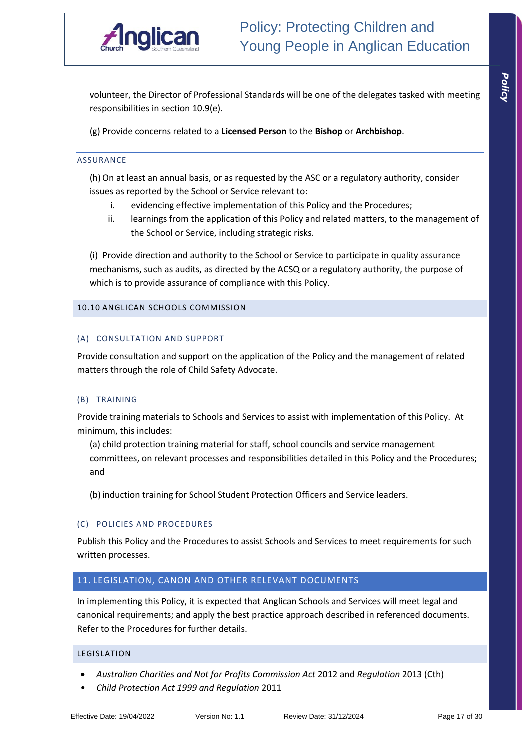volunteer, the Director of Professional Standards will be one of the delegates tasked with meeting responsibilities in section 10.9(e).

(g) Provide concerns related to a **Licensed Person** to the **Bishop** or **Archbishop**.

#### ASSURANCE

(h) On at least an annual basis, or as requested by the ASC or a regulatory authority, consider issues as reported by the School or Service relevant to:

i. evidencing effective implementation of this Policy and the Procedures;
ii. learnings from the application of this Policy and related matters, to the management of the School or Service, including strategic risks.

(i) Provide direction and authority to the School or Service to participate in quality assurance mechanisms, such as audits, as directed by the ACSQ or a regulatory authority, the purpose of which is to provide assurance of compliance with this Policy.

### 10.10 ANGLICAN SCHOOLS COMMISSION

#### (A) CONSULTATION AND SUPPORT

Provide consultation and support on the application of the Policy and the management of related matters through the role of Child Safety Advocate.

#### (B) TRAINING

Provide training materials to Schools and Services to assist with implementation of this Policy. At minimum, this includes:

(a) child protection training material for staff, school councils and service management committees, on relevant processes and responsibilities detailed in this Policy and the Procedures; and

(b) induction training for School Student Protection Officers and Service leaders.

#### (C) POLICIES AND PROCEDURES

Publish this Policy and the Procedures to assist Schools and Services to meet requirements for such written processes.

## 11. LEGISLATION, CANON AND OTHER RELEVANT DOCUMENTS

In implementing this Policy, it is expected that Anglican Schools and Services will meet legal and canonical requirements; and apply the best practice approach described in referenced documents. Refer to the Procedures for further details.

### LEGISLATION

- *Australian Charities and Not for Profits Commission Act* 2012 and *Regulation* 2013 (Cth)
- *Child Protection Act 1999 and Regulation* 2011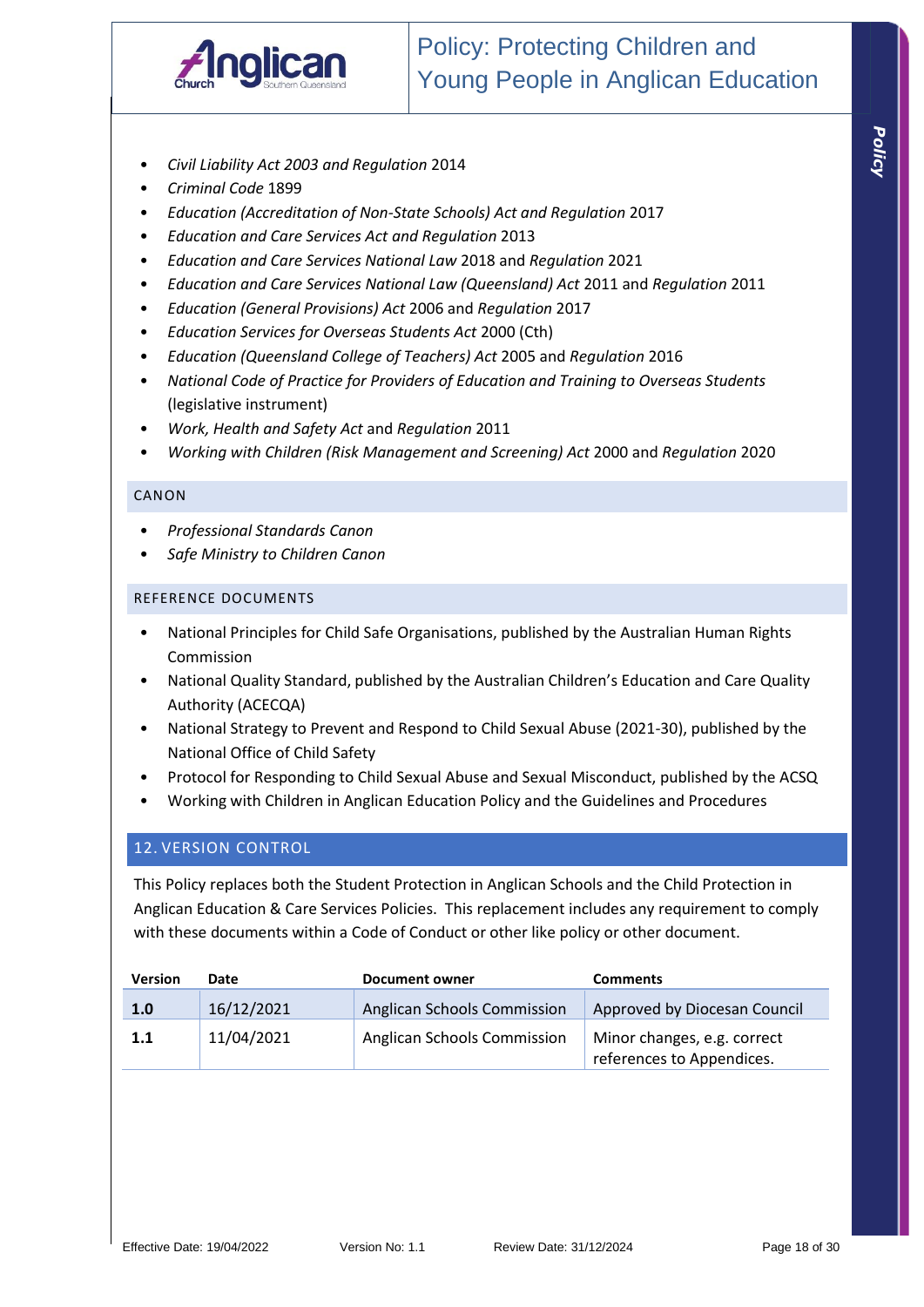- *Civil Liability Act 2003 and Regulation* 2014
- *Criminal Code* 1899
- *Education (Accreditation of Non-State Schools) Act and Regulation* 2017
- *Education and Care Services Act and Regulation* 2013
- *Education and Care Services National Law* 2018 and *Regulation* 2021
- *Education and Care Services National Law (Queensland) Act* 2011 and *Regulation* 2011
- *Education (General Provisions) Act* 2006 and *Regulation* 2017
- *Education Services for Overseas Students Act* 2000 (Cth)
- *Education (Queensland College of Teachers) Act* 2005 and *Regulation* 2016
- *National Code of Practice for Providers of Education and Training to Overseas Students* (legislative instrument)
- *Work, Health and Safety Act* and *Regulation* 2011
- *Working with Children (Risk Management and Screening) Act* 2000 and *Regulation* 2020

### CANON

- *Professional Standards Canon*
- *Safe Ministry to Children Canon*

### REFERENCE DOCUMENTS

- National Principles for Child Safe Organisations, published by the Australian Human Rights Commission
- National Quality Standard, published by the Australian Children's Education and Care Quality Authority (ACECQA)
- National Strategy to Prevent and Respond to Child Sexual Abuse (2021-30), published by the National Office of Child Safety
- Protocol for Responding to Child Sexual Abuse and Sexual Misconduct, published by the ACSQ
- Working with Children in Anglican Education Policy and the Guidelines and Procedures

## 12. VERSION CONTROL

This Policy replaces both the Student Protection in Anglican Schools and the Child Protection in Anglican Education & Care Services Policies. This replacement includes any requirement to comply with these documents within a Code of Conduct or other like policy or other document.

| Version | Date | Document owner | Comments |
|---|---|---|---|
| **1.0** | 16/12/2021 | Anglican Schools Commission | Approved by Diocesan Council |
| **1.1** | 11/04/2021 | Anglican Schools Commission | Minor changes, e.g. correct references to Appendices. |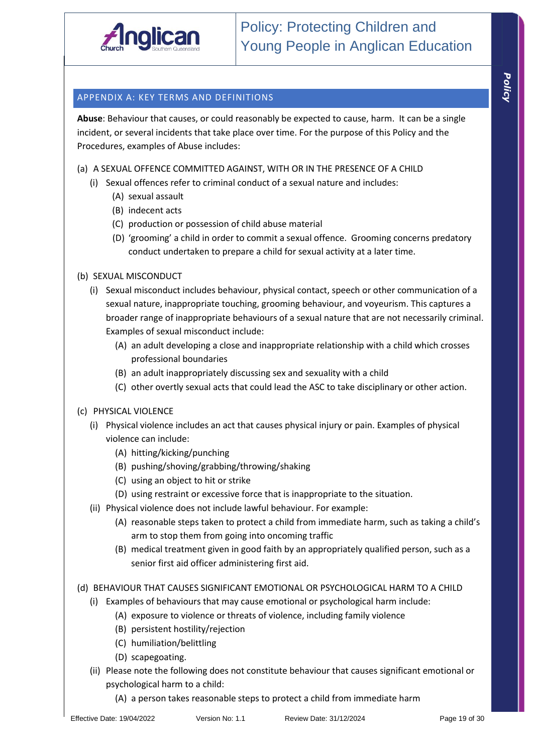## APPENDIX A: KEY TERMS AND DEFINITIONS

**Abuse**: Behaviour that causes, or could reasonably be expected to cause, harm. It can be a single incident, or several incidents that take place over time. For the purpose of this Policy and the Procedures, examples of Abuse includes:

(a) A SEXUAL OFFENCE COMMITTED AGAINST, WITH OR IN THE PRESENCE OF A CHILD

- (i) Sexual offences refer to criminal conduct of a sexual nature and includes:
  - (A) sexual assault
  - (B) indecent acts
  - (C) production or possession of child abuse material
  - (D) 'grooming' a child in order to commit a sexual offence. Grooming concerns predatory conduct undertaken to prepare a child for sexual activity at a later time.

(b) SEXUAL MISCONDUCT

- (i) Sexual misconduct includes behaviour, physical contact, speech or other communication of a sexual nature, inappropriate touching, grooming behaviour, and voyeurism. This captures a broader range of inappropriate behaviours of a sexual nature that are not necessarily criminal. Examples of sexual misconduct include:
  - (A) an adult developing a close and inappropriate relationship with a child which crosses professional boundaries
  - (B) an adult inappropriately discussing sex and sexuality with a child
  - (C) other overtly sexual acts that could lead the ASC to take disciplinary or other action.

(c) PHYSICAL VIOLENCE

- (i) Physical violence includes an act that causes physical injury or pain. Examples of physical violence can include:
  - (A) hitting/kicking/punching
  - (B) pushing/shoving/grabbing/throwing/shaking
  - (C) using an object to hit or strike
  - (D) using restraint or excessive force that is inappropriate to the situation.
- (ii) Physical violence does not include lawful behaviour. For example:
  - (A) reasonable steps taken to protect a child from immediate harm, such as taking a child's arm to stop them from going into oncoming traffic
  - (B) medical treatment given in good faith by an appropriately qualified person, such as a senior first aid officer administering first aid.

(d) BEHAVIOUR THAT CAUSES SIGNIFICANT EMOTIONAL OR PSYCHOLOGICAL HARM TO A CHILD

- (i) Examples of behaviours that may cause emotional or psychological harm include:
  - (A) exposure to violence or threats of violence, including family violence
  - (B) persistent hostility/rejection
  - (C) humiliation/belittling
  - (D) scapegoating.
- (ii) Please note the following does not constitute behaviour that causes significant emotional or psychological harm to a child:
  - (A) a person takes reasonable steps to protect a child from immediate harm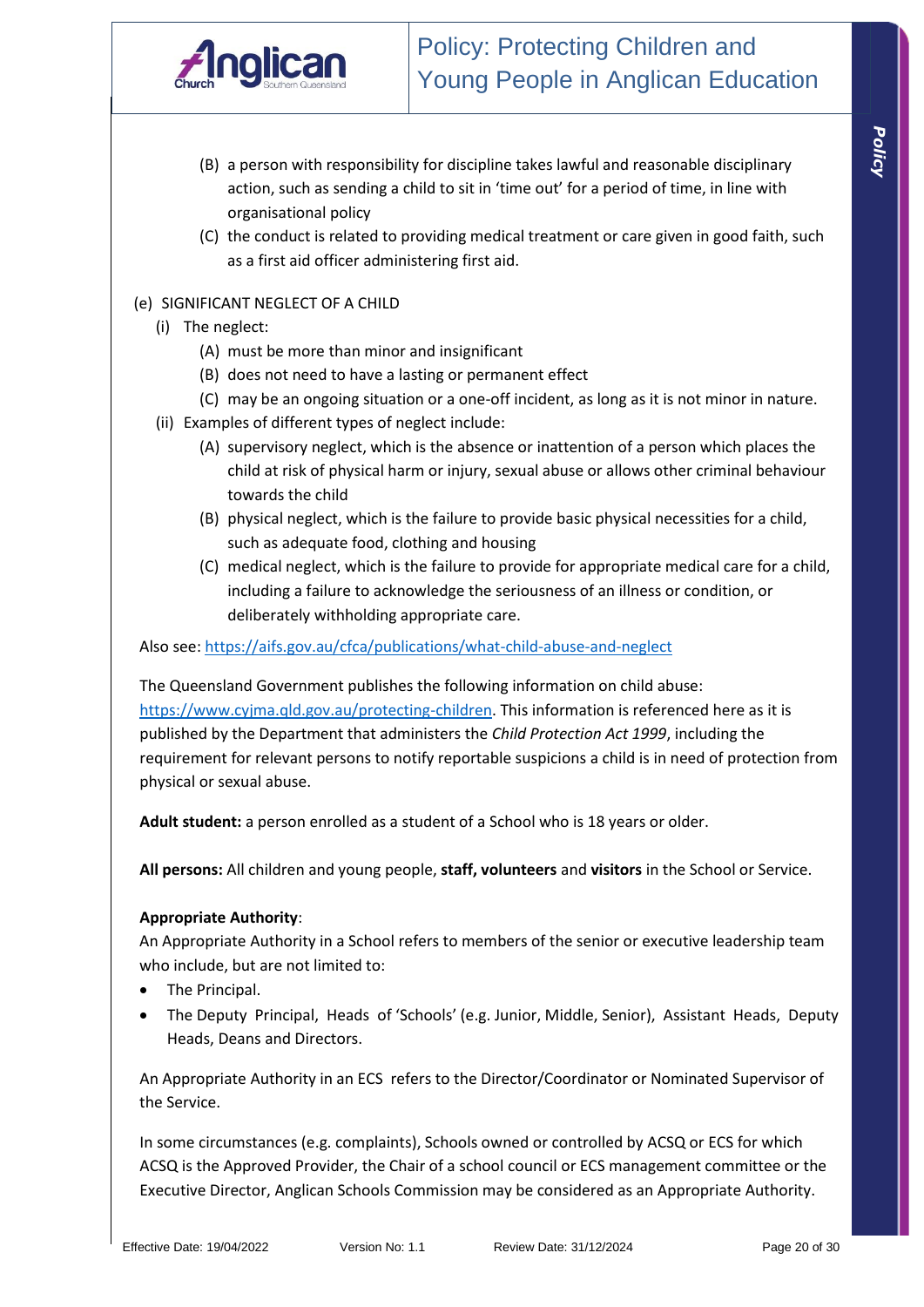(B) a person with responsibility for discipline takes lawful and reasonable disciplinary action, such as sending a child to sit in 'time out' for a period of time, in line with organisational policy

(C) the conduct is related to providing medical treatment or care given in good faith, such as a first aid officer administering first aid.

(e) SIGNIFICANT NEGLECT OF A CHILD

- (i) The neglect:
  - (A) must be more than minor and insignificant
  - (B) does not need to have a lasting or permanent effect
  - (C) may be an ongoing situation or a one-off incident, as long as it is not minor in nature.
- (ii) Examples of different types of neglect include:
  - (A) supervisory neglect, which is the absence or inattention of a person which places the child at risk of physical harm or injury, sexual abuse or allows other criminal behaviour towards the child
  - (B) physical neglect, which is the failure to provide basic physical necessities for a child, such as adequate food, clothing and housing
  - (C) medical neglect, which is the failure to provide for appropriate medical care for a child, including a failure to acknowledge the seriousness of an illness or condition, or deliberately withholding appropriate care.

Also see: https://aifs.gov.au/cfca/publications/what-child-abuse-and-neglect

The Queensland Government publishes the following information on child abuse: https://www.cyjma.qld.gov.au/protecting-children. This information is referenced here as it is published by the Department that administers the *Child Protection Act 1999*, including the requirement for relevant persons to notify reportable suspicions a child is in need of protection from physical or sexual abuse.

**Adult student:** a person enrolled as a student of a School who is 18 years or older.

**All persons:** All children and young people, **staff, volunteers** and **visitors** in the School or Service.

**Appropriate Authority**:

An Appropriate Authority in a School refers to members of the senior or executive leadership team who include, but are not limited to:

- The Principal.
- The Deputy Principal, Heads of 'Schools' (e.g. Junior, Middle, Senior), Assistant Heads, Deputy Heads, Deans and Directors.

An Appropriate Authority in an ECS refers to the Director/Coordinator or Nominated Supervisor of the Service.

In some circumstances (e.g. complaints), Schools owned or controlled by ACSQ or ECS for which ACSQ is the Approved Provider, the Chair of a school council or ECS management committee or the Executive Director, Anglican Schools Commission may be considered as an Appropriate Authority.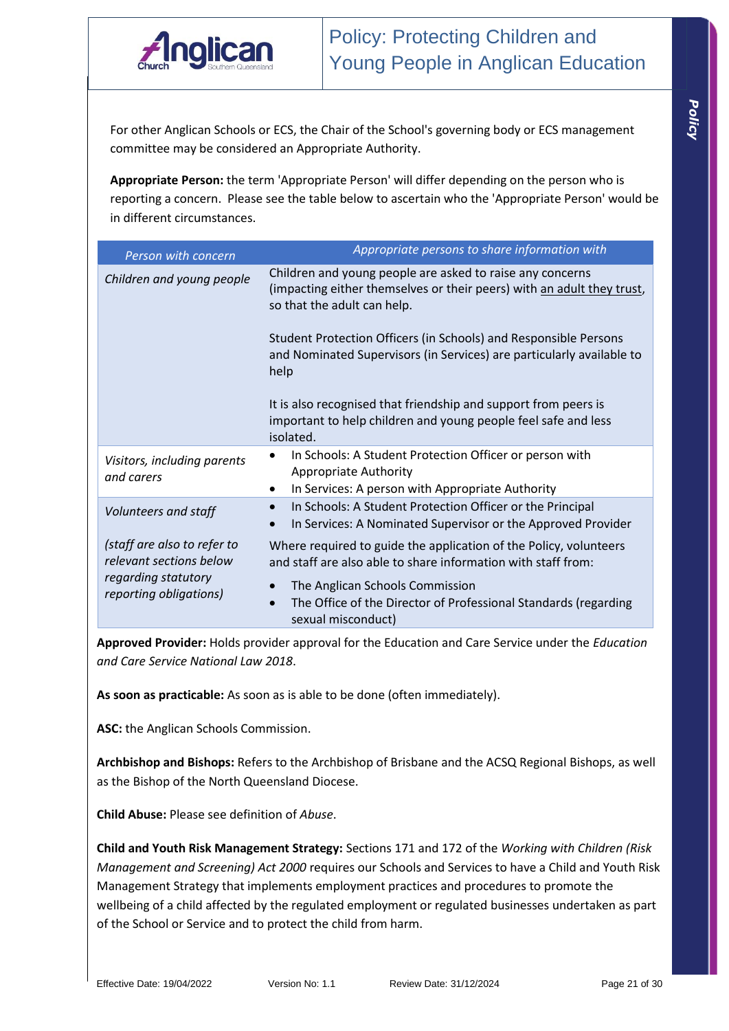For other Anglican Schools or ECS, the Chair of the School's governing body or ECS management committee may be considered an Appropriate Authority.

**Appropriate Person:** the term 'Appropriate Person' will differ depending on the person who is reporting a concern. Please see the table below to ascertain who the 'Appropriate Person' would be in different circumstances.

| *Person with concern* | *Appropriate persons to share information with* |
|---|---|
| *Children and young people* | Children and young people are asked to raise any concerns (impacting either themselves or their peers) with an adult they trust, so that the adult can help.<br><br>Student Protection Officers (in Schools) and Responsible Persons and Nominated Supervisors (in Services) are particularly available to help<br><br>It is also recognised that friendship and support from peers is important to help children and young people feel safe and less isolated. |
| *Visitors, including parents and carers* | • In Schools: A Student Protection Officer or person with Appropriate Authority<br>• In Services: A person with Appropriate Authority |
| *Volunteers and staff*<br><br>*(staff are also to refer to relevant sections below regarding statutory reporting obligations)* | • In Schools: A Student Protection Officer or the Principal<br>• In Services: A Nominated Supervisor or the Approved Provider<br><br>Where required to guide the application of the Policy, volunteers and staff are also able to share information with staff from:<br>• The Anglican Schools Commission<br>• The Office of the Director of Professional Standards (regarding sexual misconduct) |

**Approved Provider:** Holds provider approval for the Education and Care Service under the *Education and Care Service National Law 2018*.

**As soon as practicable:** As soon as is able to be done (often immediately).

**ASC:** the Anglican Schools Commission.

**Archbishop and Bishops:** Refers to the Archbishop of Brisbane and the ACSQ Regional Bishops, as well as the Bishop of the North Queensland Diocese.

**Child Abuse:** Please see definition of *Abuse*.

**Child and Youth Risk Management Strategy:** Sections 171 and 172 of the *Working with Children (Risk Management and Screening) Act 2000* requires our Schools and Services to have a Child and Youth Risk Management Strategy that implements employment practices and procedures to promote the wellbeing of a child affected by the regulated employment or regulated businesses undertaken as part of the School or Service and to protect the child from harm.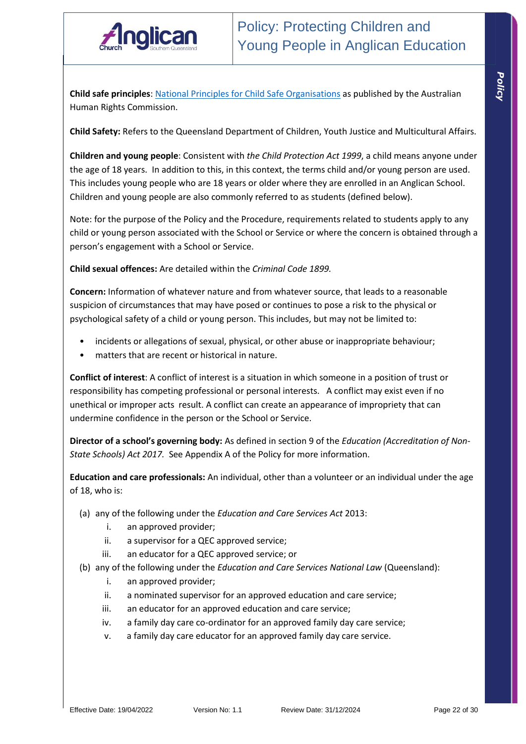**Child safe principles**: [National Principles for Child Safe Organisations](#) as published by the Australian Human Rights Commission.

**Child Safety:** Refers to the Queensland Department of Children, Youth Justice and Multicultural Affairs.

**Children and young people**: Consistent with *the Child Protection Act 1999*, a child means anyone under the age of 18 years. In addition to this, in this context, the terms child and/or young person are used. This includes young people who are 18 years or older where they are enrolled in an Anglican School. Children and young people are also commonly referred to as students (defined below).

Note: for the purpose of the Policy and the Procedure, requirements related to students apply to any child or young person associated with the School or Service or where the concern is obtained through a person's engagement with a School or Service.

**Child sexual offences:** Are detailed within the *Criminal Code 1899.*

**Concern:** Information of whatever nature and from whatever source, that leads to a reasonable suspicion of circumstances that may have posed or continues to pose a risk to the physical or psychological safety of a child or young person. This includes, but may not be limited to:

- incidents or allegations of sexual, physical, or other abuse or inappropriate behaviour;
- matters that are recent or historical in nature.

**Conflict of interest**: A conflict of interest is a situation in which someone in a position of trust or responsibility has competing professional or personal interests. A conflict may exist even if no unethical or improper acts result. A conflict can create an appearance of impropriety that can undermine confidence in the person or the School or Service.

**Director of a school's governing body:** As defined in section 9 of the *Education (Accreditation of Non-State Schools) Act 2017.* See Appendix A of the Policy for more information.

**Education and care professionals:** An individual, other than a volunteer or an individual under the age of 18, who is:

(a) any of the following under the *Education and Care Services Act* 2013:
   i. an approved provider;
   ii. a supervisor for a QEC approved service;
   iii. an educator for a QEC approved service; or

(b) any of the following under the *Education and Care Services National Law* (Queensland):
   i. an approved provider;
   ii. a nominated supervisor for an approved education and care service;
   iii. an educator for an approved education and care service;
   iv. a family day care co-ordinator for an approved family day care service;
   v. a family day care educator for an approved family day care service.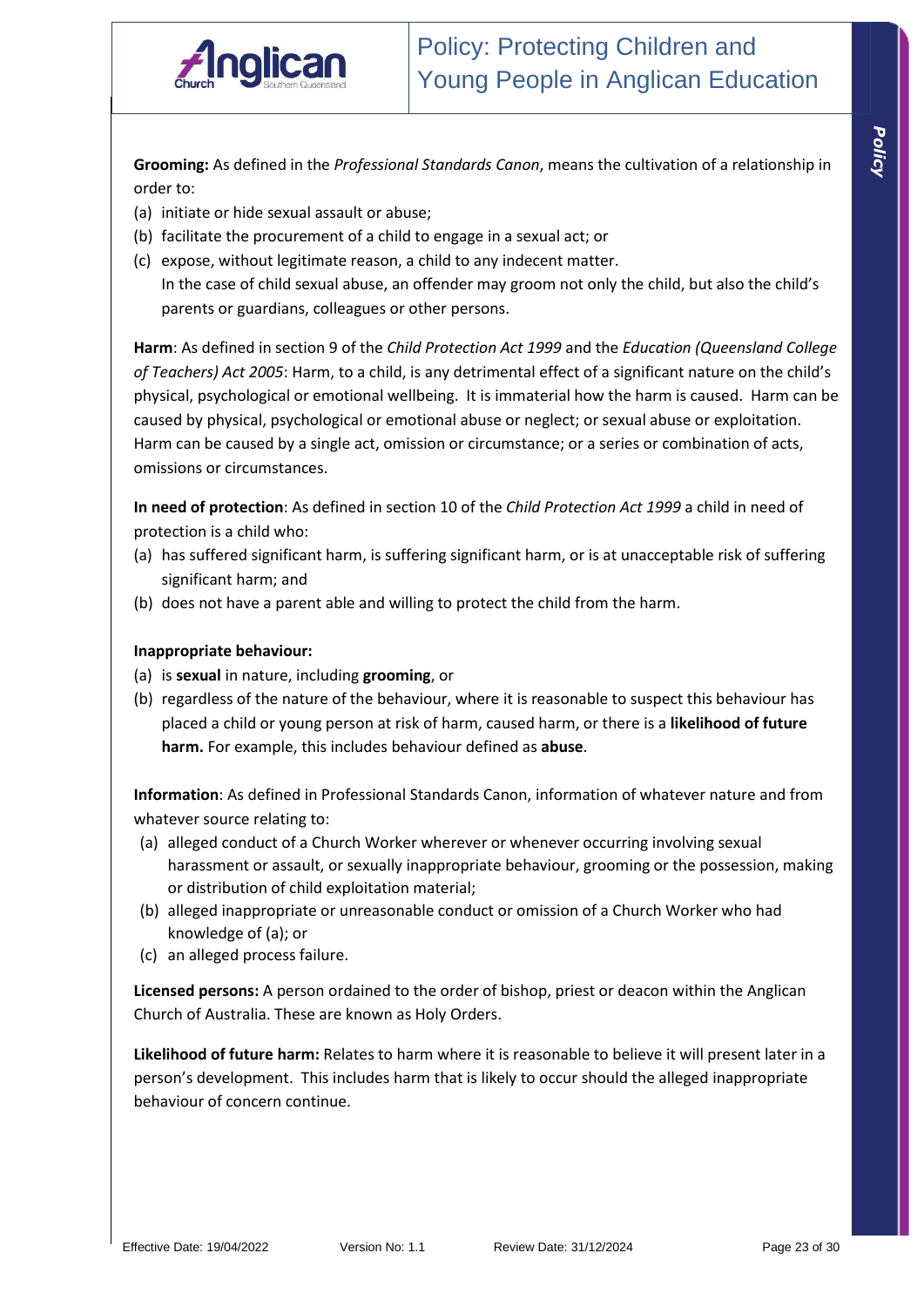**Grooming:** As defined in the *Professional Standards Canon*, means the cultivation of a relationship in order to:

(a) initiate or hide sexual assault or abuse;
(b) facilitate the procurement of a child to engage in a sexual act; or
(c) expose, without legitimate reason, a child to any indecent matter.
In the case of child sexual abuse, an offender may groom not only the child, but also the child's parents or guardians, colleagues or other persons.

**Harm**: As defined in section 9 of the *Child Protection Act 1999* and the *Education (Queensland College of Teachers) Act 2005*: Harm, to a child, is any detrimental effect of a significant nature on the child's physical, psychological or emotional wellbeing. It is immaterial how the harm is caused. Harm can be caused by physical, psychological or emotional abuse or neglect; or sexual abuse or exploitation. Harm can be caused by a single act, omission or circumstance; or a series or combination of acts, omissions or circumstances.

**In need of protection**: As defined in section 10 of the *Child Protection Act 1999* a child in need of protection is a child who:

(a) has suffered significant harm, is suffering significant harm, or is at unacceptable risk of suffering significant harm; and
(b) does not have a parent able and willing to protect the child from the harm.

**Inappropriate behaviour:**

(a) is **sexual** in nature, including **grooming**, or
(b) regardless of the nature of the behaviour, where it is reasonable to suspect this behaviour has placed a child or young person at risk of harm, caused harm, or there is a **likelihood of future harm.** For example, this includes behaviour defined as **abuse**.

**Information**: As defined in Professional Standards Canon, information of whatever nature and from whatever source relating to:

(a) alleged conduct of a Church Worker wherever or whenever occurring involving sexual harassment or assault, or sexually inappropriate behaviour, grooming or the possession, making or distribution of child exploitation material;
(b) alleged inappropriate or unreasonable conduct or omission of a Church Worker who had knowledge of (a); or
(c) an alleged process failure.

**Licensed persons:** A person ordained to the order of bishop, priest or deacon within the Anglican Church of Australia. These are known as Holy Orders.

**Likelihood of future harm:** Relates to harm where it is reasonable to believe it will present later in a person's development. This includes harm that is likely to occur should the alleged inappropriate behaviour of concern continue.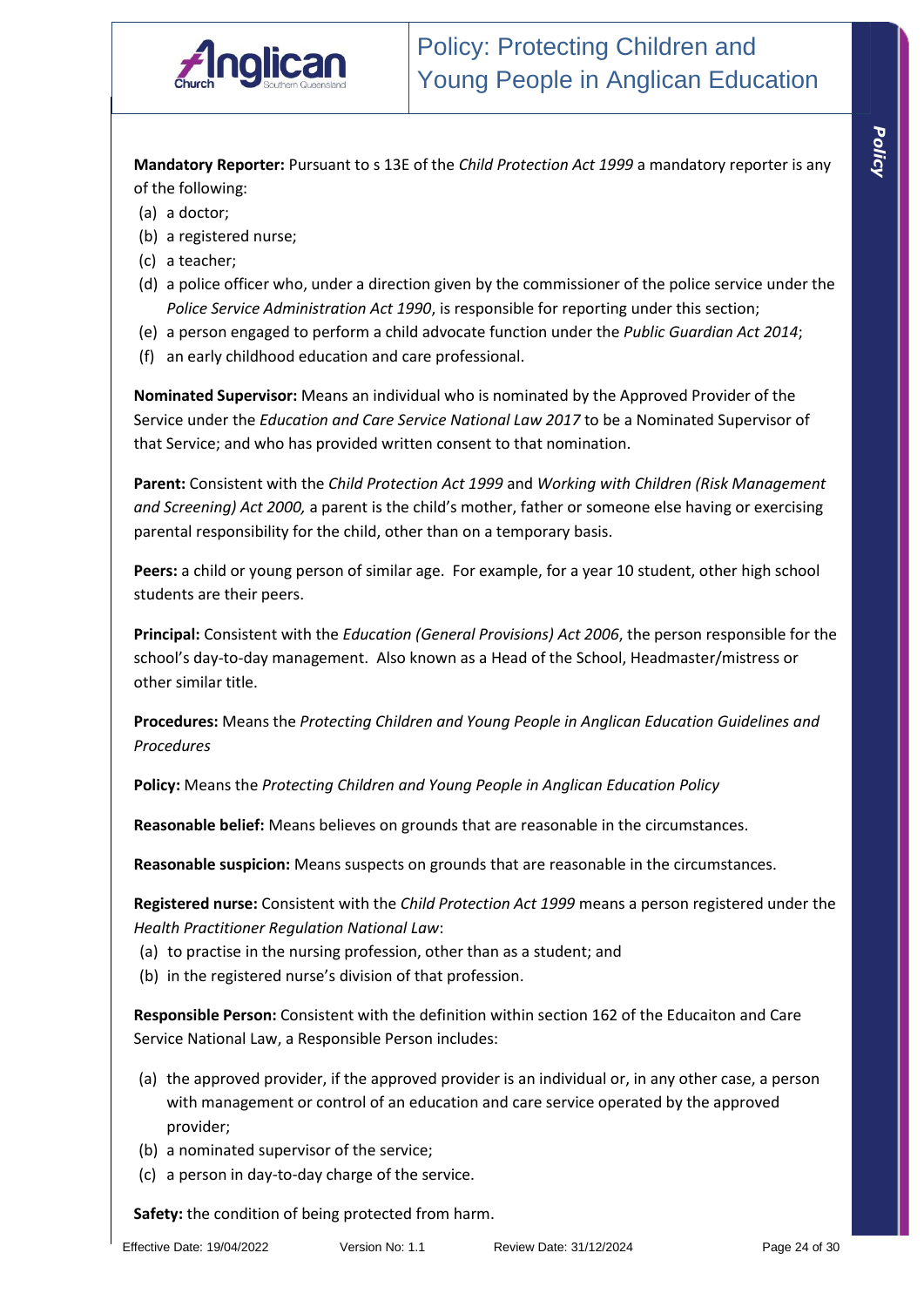**Mandatory Reporter:** Pursuant to s 13E of the *Child Protection Act 1999* a mandatory reporter is any of the following:

(a) a doctor;
(b) a registered nurse;
(c) a teacher;
(d) a police officer who, under a direction given by the commissioner of the police service under the *Police Service Administration Act 1990*, is responsible for reporting under this section;
(e) a person engaged to perform a child advocate function under the *Public Guardian Act 2014*;
(f) an early childhood education and care professional.

**Nominated Supervisor:** Means an individual who is nominated by the Approved Provider of the Service under the *Education and Care Service National Law 2017* to be a Nominated Supervisor of that Service; and who has provided written consent to that nomination.

**Parent:** Consistent with the *Child Protection Act 1999* and *Working with Children (Risk Management and Screening) Act 2000,* a parent is the child's mother, father or someone else having or exercising parental responsibility for the child, other than on a temporary basis.

**Peers:** a child or young person of similar age. For example, for a year 10 student, other high school students are their peers.

**Principal:** Consistent with the *Education (General Provisions) Act 2006*, the person responsible for the school's day-to-day management. Also known as a Head of the School, Headmaster/mistress or other similar title.

**Procedures:** Means the *Protecting Children and Young People in Anglican Education Guidelines and Procedures*

**Policy:** Means the *Protecting Children and Young People in Anglican Education Policy*

**Reasonable belief:** Means believes on grounds that are reasonable in the circumstances.

**Reasonable suspicion:** Means suspects on grounds that are reasonable in the circumstances.

**Registered nurse:** Consistent with the *Child Protection Act 1999* means a person registered under the *Health Practitioner Regulation National Law*:

(a) to practise in the nursing profession, other than as a student; and
(b) in the registered nurse's division of that profession.

**Responsible Person:** Consistent with the definition within section 162 of the Educaiton and Care Service National Law, a Responsible Person includes:

(a) the approved provider, if the approved provider is an individual or, in any other case, a person with management or control of an education and care service operated by the approved provider;
(b) a nominated supervisor of the service;
(c) a person in day-to-day charge of the service.

**Safety:** the condition of being protected from harm.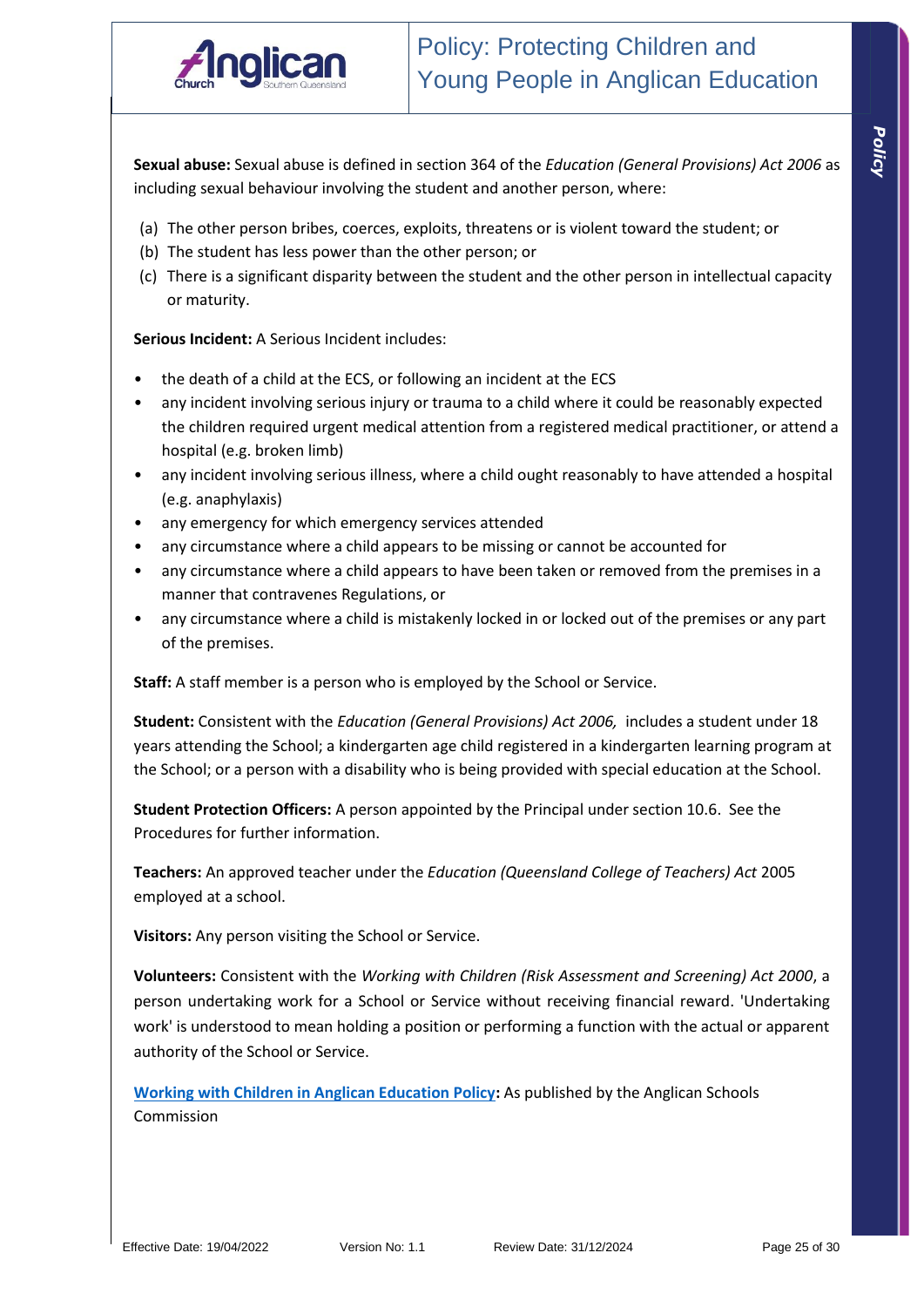**Sexual abuse:** Sexual abuse is defined in section 364 of the *Education (General Provisions) Act 2006* as including sexual behaviour involving the student and another person, where:

(a) The other person bribes, coerces, exploits, threatens or is violent toward the student; or
(b) The student has less power than the other person; or
(c) There is a significant disparity between the student and the other person in intellectual capacity or maturity.

**Serious Incident:** A Serious Incident includes:

- the death of a child at the ECS, or following an incident at the ECS
- any incident involving serious injury or trauma to a child where it could be reasonably expected the children required urgent medical attention from a registered medical practitioner, or attend a hospital (e.g. broken limb)
- any incident involving serious illness, where a child ought reasonably to have attended a hospital (e.g. anaphylaxis)
- any emergency for which emergency services attended
- any circumstance where a child appears to be missing or cannot be accounted for
- any circumstance where a child appears to have been taken or removed from the premises in a manner that contravenes Regulations, or
- any circumstance where a child is mistakenly locked in or locked out of the premises or any part of the premises.

**Staff:** A staff member is a person who is employed by the School or Service.

**Student:** Consistent with the *Education (General Provisions) Act 2006,* includes a student under 18 years attending the School; a kindergarten age child registered in a kindergarten learning program at the School; or a person with a disability who is being provided with special education at the School.

**Student Protection Officers:** A person appointed by the Principal under section 10.6. See the Procedures for further information.

**Teachers:** An approved teacher under the *Education (Queensland College of Teachers) Act* 2005 employed at a school.

**Visitors:** Any person visiting the School or Service.

**Volunteers:** Consistent with the *Working with Children (Risk Assessment and Screening) Act 2000*, a person undertaking work for a School or Service without receiving financial reward. 'Undertaking work' is understood to mean holding a position or performing a function with the actual or apparent authority of the School or Service.

**Working with Children in Anglican Education Policy:** As published by the Anglican Schools Commission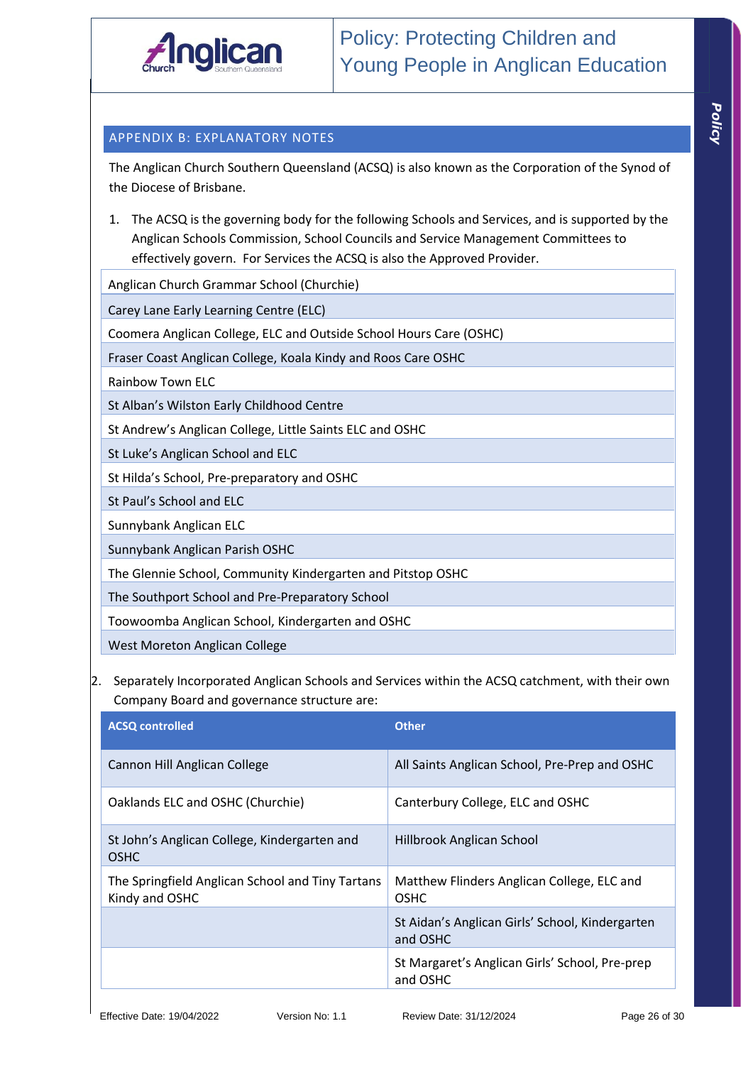## APPENDIX B: EXPLANATORY NOTES

The Anglican Church Southern Queensland (ACSQ) is also known as the Corporation of the Synod of the Diocese of Brisbane.

1. The ACSQ is the governing body for the following Schools and Services, and is supported by the Anglican Schools Commission, School Councils and Service Management Committees to effectively govern. For Services the ACSQ is also the Approved Provider.

| |
|---|
| Anglican Church Grammar School (Churchie) |
| Carey Lane Early Learning Centre (ELC) |
| Coomera Anglican College, ELC and Outside School Hours Care (OSHC) |
| Fraser Coast Anglican College, Koala Kindy and Roos Care OSHC |
| Rainbow Town ELC |
| St Alban's Wilston Early Childhood Centre |
| St Andrew's Anglican College, Little Saints ELC and OSHC |
| St Luke's Anglican School and ELC |
| St Hilda's School, Pre-preparatory and OSHC |
| St Paul's School and ELC |
| Sunnybank Anglican ELC |
| Sunnybank Anglican Parish OSHC |
| The Glennie School, Community Kindergarten and Pitstop OSHC |
| The Southport School and Pre-Preparatory School |
| Toowoomba Anglican School, Kindergarten and OSHC |
| West Moreton Anglican College |

2. Separately Incorporated Anglican Schools and Services within the ACSQ catchment, with their own Company Board and governance structure are:

| ACSQ controlled | Other |
|---|---|
| Cannon Hill Anglican College | All Saints Anglican School, Pre-Prep and OSHC |
| Oaklands ELC and OSHC (Churchie) | Canterbury College, ELC and OSHC |
| St John's Anglican College, Kindergarten and OSHC | Hillbrook Anglican School |
| The Springfield Anglican School and Tiny Tartans Kindy and OSHC | Matthew Flinders Anglican College, ELC and OSHC |
| | St Aidan's Anglican Girls' School, Kindergarten and OSHC |
| | St Margaret's Anglican Girls' School, Pre-prep and OSHC |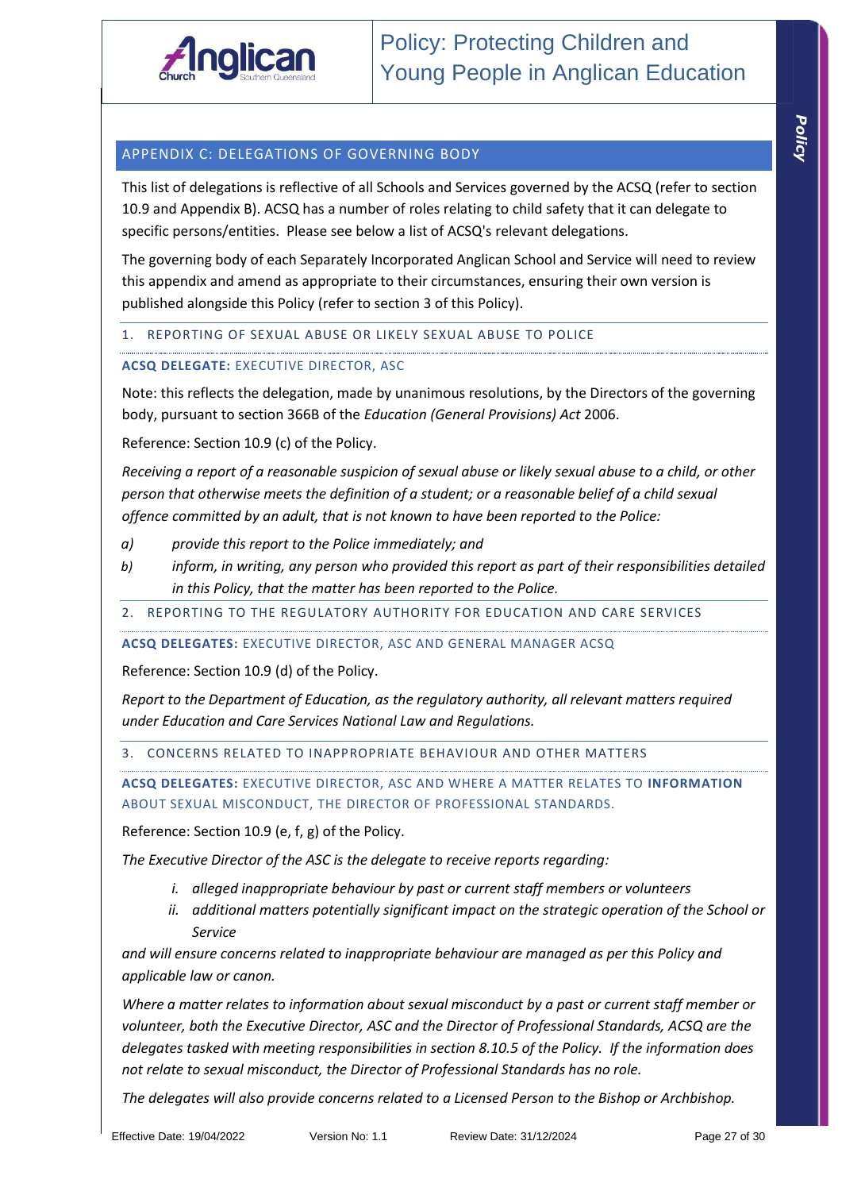## APPENDIX C: DELEGATIONS OF GOVERNING BODY

This list of delegations is reflective of all Schools and Services governed by the ACSQ (refer to section 10.9 and Appendix B). ACSQ has a number of roles relating to child safety that it can delegate to specific persons/entities. Please see below a list of ACSQ's relevant delegations.

The governing body of each Separately Incorporated Anglican School and Service will need to review this appendix and amend as appropriate to their circumstances, ensuring their own version is published alongside this Policy (refer to section 3 of this Policy).

### 1. REPORTING OF SEXUAL ABUSE OR LIKELY SEXUAL ABUSE TO POLICE

**ACSQ DELEGATE:** EXECUTIVE DIRECTOR, ASC

Note: this reflects the delegation, made by unanimous resolutions, by the Directors of the governing body, pursuant to section 366B of the *Education (General Provisions) Act* 2006.

Reference: Section 10.9 (c) of the Policy.

*Receiving a report of a reasonable suspicion of sexual abuse or likely sexual abuse to a child, or other person that otherwise meets the definition of a student; or a reasonable belief of a child sexual offence committed by an adult, that is not known to have been reported to the Police:*

*a) provide this report to the Police immediately; and*

*b) inform, in writing, any person who provided this report as part of their responsibilities detailed in this Policy, that the matter has been reported to the Police.*

### 2. REPORTING TO THE REGULATORY AUTHORITY FOR EDUCATION AND CARE SERVICES

**ACSQ DELEGATES:** EXECUTIVE DIRECTOR, ASC AND GENERAL MANAGER ACSQ

Reference: Section 10.9 (d) of the Policy.

*Report to the Department of Education, as the regulatory authority, all relevant matters required under Education and Care Services National Law and Regulations.*

### 3. CONCERNS RELATED TO INAPPROPRIATE BEHAVIOUR AND OTHER MATTERS

**ACSQ DELEGATES:** EXECUTIVE DIRECTOR, ASC AND WHERE A MATTER RELATES TO **INFORMATION** ABOUT SEXUAL MISCONDUCT, THE DIRECTOR OF PROFESSIONAL STANDARDS.

Reference: Section 10.9 (e, f, g) of the Policy.

*The Executive Director of the ASC is the delegate to receive reports regarding:*

*i. alleged inappropriate behaviour by past or current staff members or volunteers*

*ii. additional matters potentially significant impact on the strategic operation of the School or Service*

*and will ensure concerns related to inappropriate behaviour are managed as per this Policy and applicable law or canon.*

*Where a matter relates to information about sexual misconduct by a past or current staff member or volunteer, both the Executive Director, ASC and the Director of Professional Standards, ACSQ are the delegates tasked with meeting responsibilities in section 8.10.5 of the Policy. If the information does not relate to sexual misconduct, the Director of Professional Standards has no role.*

*The delegates will also provide concerns related to a Licensed Person to the Bishop or Archbishop.*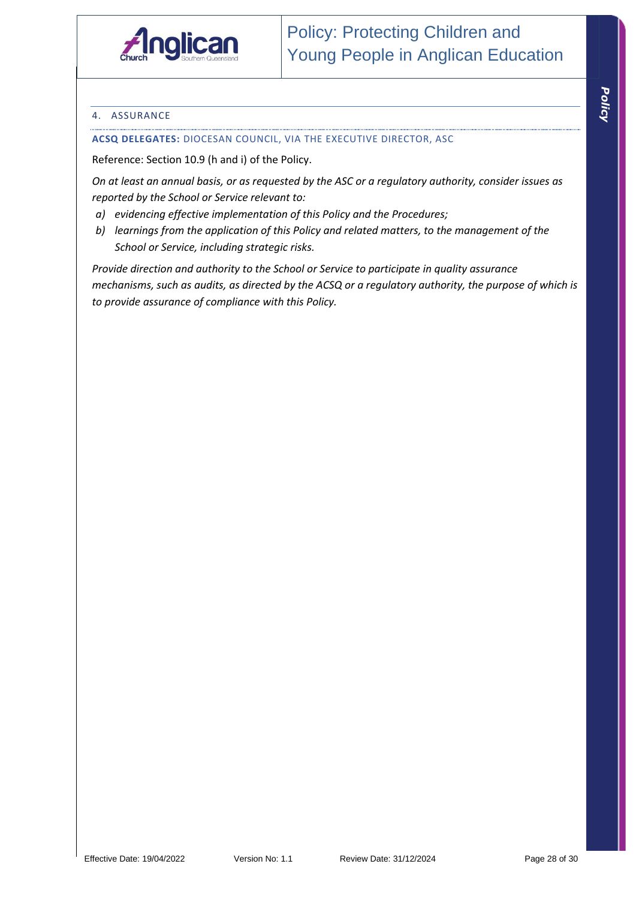## 4. ASSURANCE

**ACSQ DELEGATES:** DIOCESAN COUNCIL, VIA THE EXECUTIVE DIRECTOR, ASC

Reference: Section 10.9 (h and i) of the Policy.

*On at least an annual basis, or as requested by the ASC or a regulatory authority, consider issues as reported by the School or Service relevant to:*

*a) evidencing effective implementation of this Policy and the Procedures;*
*b) learnings from the application of this Policy and related matters, to the management of the School or Service, including strategic risks.*

*Provide direction and authority to the School or Service to participate in quality assurance mechanisms, such as audits, as directed by the ACSQ or a regulatory authority, the purpose of which is to provide assurance of compliance with this Policy.*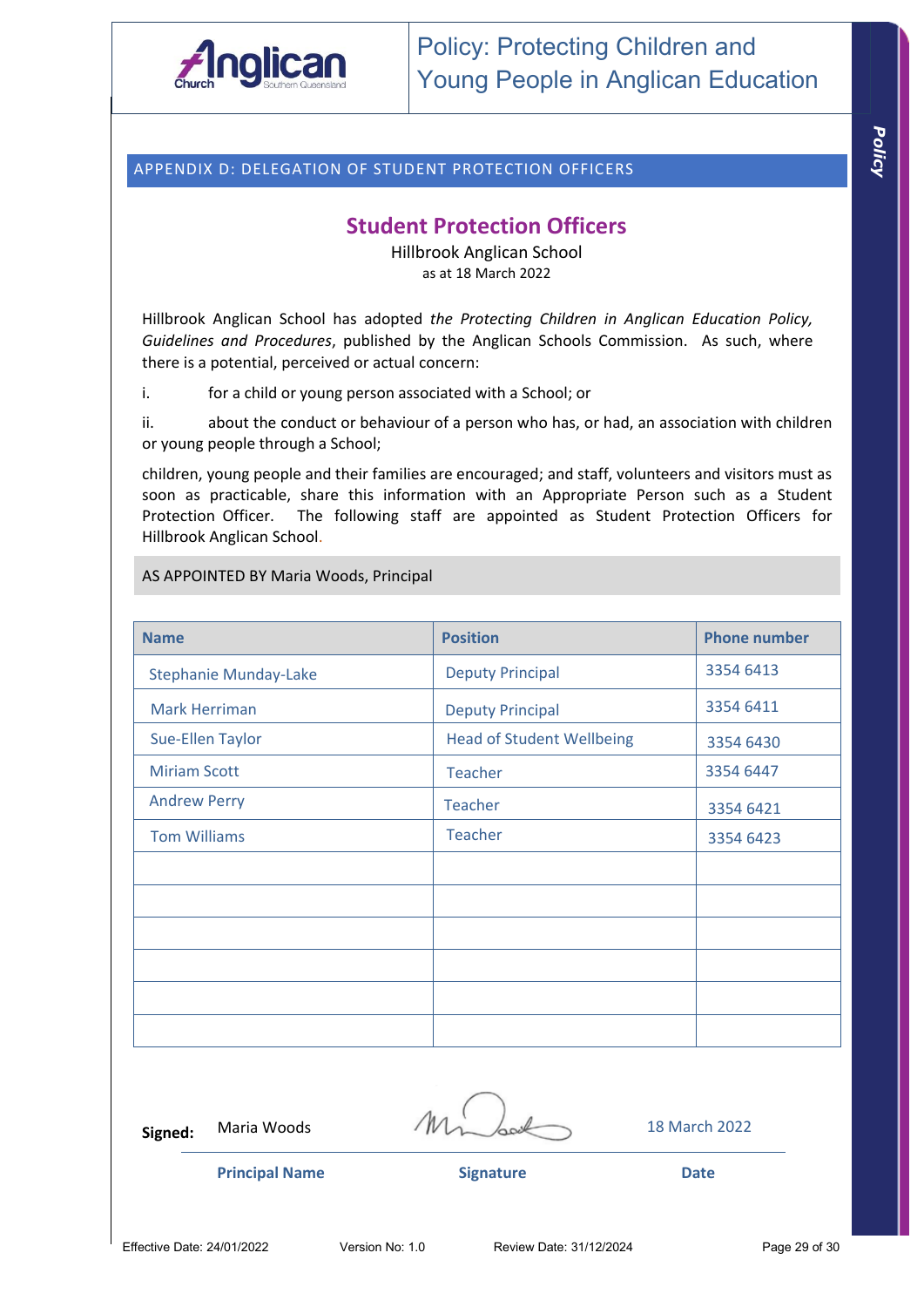## APPENDIX D: DELEGATION OF STUDENT PROTECTION OFFICERS

# Student Protection Officers

Hillbrook Anglican School
as at 18 March 2022

Hillbrook Anglican School has adopted *the Protecting Children in Anglican Education Policy, Guidelines and Procedures*, published by the Anglican Schools Commission. As such, where there is a potential, perceived or actual concern:

i. for a child or young person associated with a School; or

ii. about the conduct or behaviour of a person who has, or had, an association with children or young people through a School;

children, young people and their families are encouraged; and staff, volunteers and visitors must as soon as practicable, share this information with an Appropriate Person such as a Student Protection Officer. The following staff are appointed as Student Protection Officers for Hillbrook Anglican School.

AS APPOINTED BY Maria Woods, Principal

| Name | Position | Phone number |
|---|---|---|
| Stephanie Munday-Lake | Deputy Principal | 3354 6413 |
| Mark Herriman | Deputy Principal | 3354 6411 |
| Sue-Ellen Taylor | Head of Student Wellbeing | 3354 6430 |
| Miriam Scott | Teacher | 3354 6447 |
| Andrew Perry | Teacher | 3354 6421 |
| Tom Williams | Teacher | 3354 6423 |
| | | |
| | | |
| | | |
| | | |
| | | |
| | | |

| **Signed:** | Maria Woods | [Signature] | 18 March 2022 |
|---|---|---|---|
| | **Principal Name** | **Signature** | **Date** |

Effective Date: 24/01/2022 Version No: 1.0 Review Date: 31/12/2024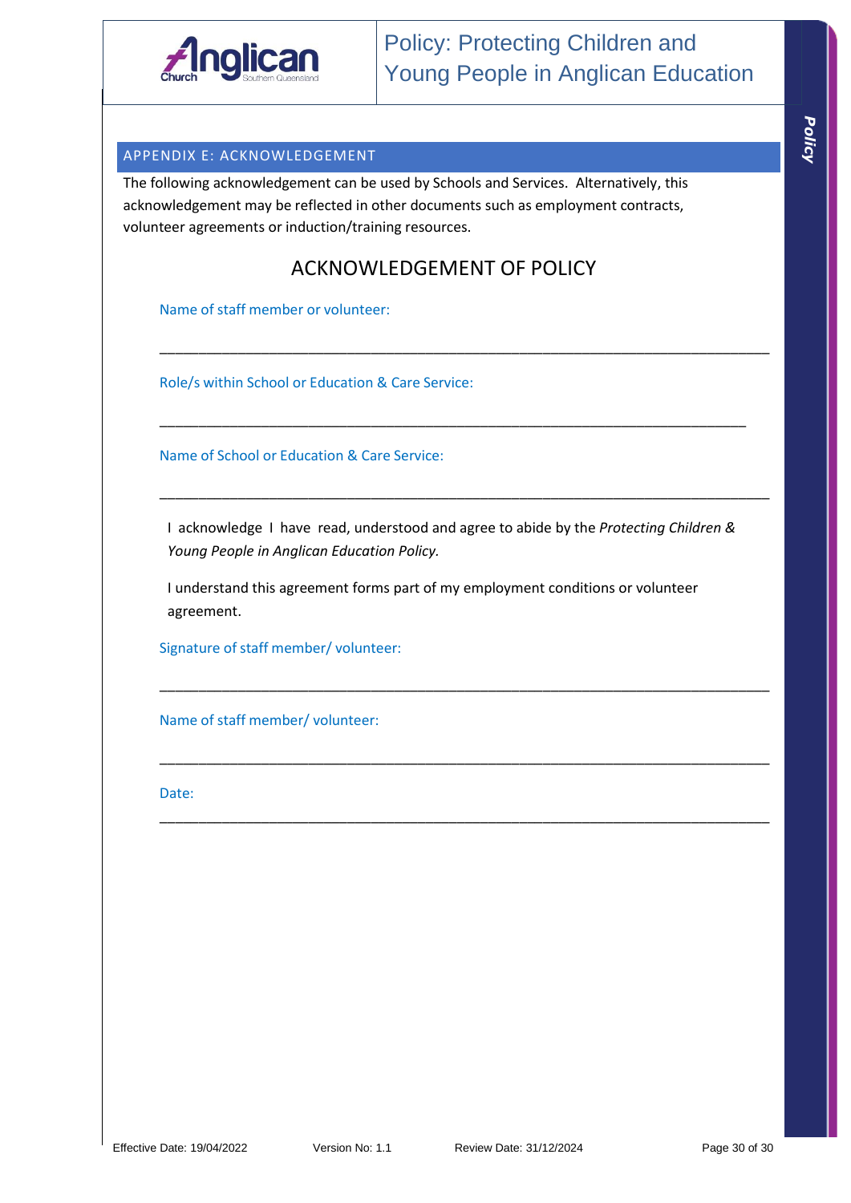## APPENDIX E: ACKNOWLEDGEMENT

The following acknowledgement can be used by Schools and Services. Alternatively, this acknowledgement may be reflected in other documents such as employment contracts, volunteer agreements or induction/training resources.

### ACKNOWLEDGEMENT OF POLICY

Name of staff member or volunteer:

\_\_\_\_\_\_\_\_\_\_\_\_\_\_\_\_\_\_\_\_\_\_\_\_\_\_\_\_\_\_\_\_\_\_\_\_\_\_\_\_\_\_\_\_\_\_\_\_\_\_\_\_\_\_\_\_\_\_\_\_\_\_\_\_\_\_\_\_\_\_\_\_

Role/s within School or Education & Care Service:

\_\_\_\_\_\_\_\_\_\_\_\_\_\_\_\_\_\_\_\_\_\_\_\_\_\_\_\_\_\_\_\_\_\_\_\_\_\_\_\_\_\_\_\_\_\_\_\_\_\_\_\_\_\_\_\_\_\_\_\_\_\_\_\_\_\_\_\_\_\_\_

Name of School or Education & Care Service:

\_\_\_\_\_\_\_\_\_\_\_\_\_\_\_\_\_\_\_\_\_\_\_\_\_\_\_\_\_\_\_\_\_\_\_\_\_\_\_\_\_\_\_\_\_\_\_\_\_\_\_\_\_\_\_\_\_\_\_\_\_\_\_\_\_\_\_\_\_\_\_\_

I acknowledge I have read, understood and agree to abide by the *Protecting Children & Young People in Anglican Education Policy.*

I understand this agreement forms part of my employment conditions or volunteer agreement.

Signature of staff member/ volunteer:

\_\_\_\_\_\_\_\_\_\_\_\_\_\_\_\_\_\_\_\_\_\_\_\_\_\_\_\_\_\_\_\_\_\_\_\_\_\_\_\_\_\_\_\_\_\_\_\_\_\_\_\_\_\_\_\_\_\_\_\_\_\_\_\_\_\_\_\_\_\_\_\_

Name of staff member/ volunteer:

\_\_\_\_\_\_\_\_\_\_\_\_\_\_\_\_\_\_\_\_\_\_\_\_\_\_\_\_\_\_\_\_\_\_\_\_\_\_\_\_\_\_\_\_\_\_\_\_\_\_\_\_\_\_\_\_\_\_\_\_\_\_\_\_\_\_\_\_\_\_\_\_

Date:

\_\_\_\_\_\_\_\_\_\_\_\_\_\_\_\_\_\_\_\_\_\_\_\_\_\_\_\_\_\_\_\_\_\_\_\_\_\_\_\_\_\_\_\_\_\_\_\_\_\_\_\_\_\_\_\_\_\_\_\_\_\_\_\_\_\_\_\_\_\_\_\_